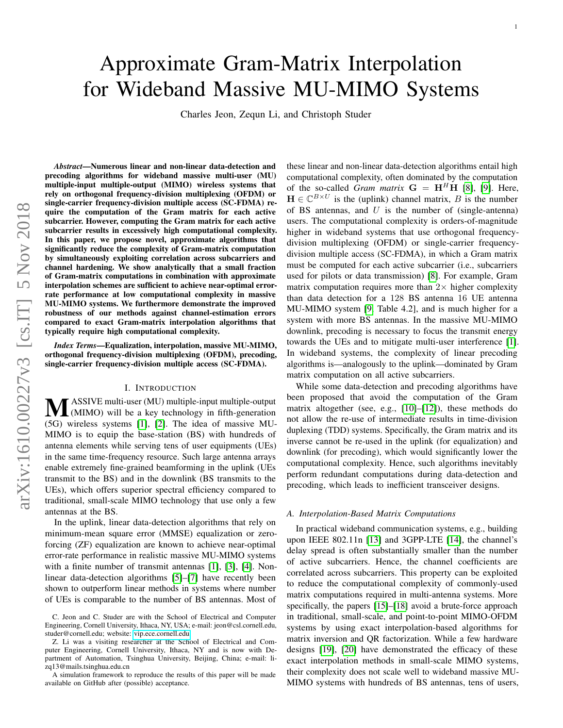# Approximate Gram-Matrix Interpolation for Wideband Massive MU-MIMO Systems

Charles Jeon, Zequn Li, and Christoph Studer

***Abstract*—Numerous linear and non-linear data-detection and precoding algorithms for wideband massive multi-user (MU) multiple-input multiple-output (MIMO) wireless systems that rely on orthogonal frequency-division multiplexing (OFDM) or single-carrier frequency-division multiple access (SC-FDMA) require the computation of the Gram matrix for each active subcarrier. However, computing the Gram matrix for each active subcarrier results in excessively high computational complexity. In this paper, we propose novel, approximate algorithms that significantly reduce the complexity of Gram-matrix computation by simultaneously exploiting correlation across subcarriers and channel hardening. We show analytically that a small fraction of Gram-matrix computations in combination with approximate interpolation schemes are sufficient to achieve near-optimal error-rate performance at low computational complexity in massive MU-MIMO systems. We furthermore demonstrate the improved robustness of our methods against channel-estimation errors compared to exact Gram-matrix interpolation algorithms that typically require high computational complexity.**

***Index Terms*—Equalization, interpolation, massive MU-MIMO, orthogonal frequency-division multiplexing (OFDM), precoding, single-carrier frequency-division multiple access (SC-FDMA).**

## I. Introduction

Massive multi-user (MU) multiple-input multiple-output (MIMO) will be a key technology in fifth-generation (5G) wireless systems [1], [2]. The idea of massive MU-MIMO is to equip the base-station (BS) with hundreds of antenna elements while serving tens of user equipments (UEs) in the same time-frequency resource. Such large antenna arrays enable extremely fine-grained beamforming in the uplink (UEs transmit to the BS) and in the downlink (BS transmits to the UEs), which offers superior spectral efficiency compared to traditional, small-scale MIMO technology that use only a few antennas at the BS.

In the uplink, linear data-detection algorithms that rely on minimum-mean square error (MMSE) equalization or zero-forcing (ZF) equalization are known to achieve near-optimal error-rate performance in realistic massive MU-MIMO systems with a finite number of transmit antennas [1], [3], [4]. Non-linear data-detection algorithms [5]–[7] have recently been shown to outperform linear methods in systems where number of UEs is comparable to the number of BS antennas. Most of these linear and non-linear data-detection algorithms entail high computational complexity, often dominated by the computation of the so-called *Gram matrix* $\mathbf{G} = \mathbf{H}^H\mathbf{H}$ [8], [9]. Here, $\mathbf{H} \in \mathbb{C}^{B\times U}$ is the (uplink) channel matrix, $B$ is the number of BS antennas, and $U$ is the number of (single-antenna) users. The computational complexity is orders-of-magnitude higher in wideband systems that use orthogonal frequency-division multiplexing (OFDM) or single-carrier frequency-division multiple access (SC-FDMA), in which a Gram matrix must be computed for each active subcarrier (i.e., subcarriers used for pilots or data transmission) [8]. For example, Gram matrix computation requires more than $2\times$ higher complexity than data detection for a $128$ BS antenna $16$ UE antenna MU-MIMO system [9, Table 4.2], and is much higher for a system with more BS antennas. In the massive MU-MIMO downlink, precoding is necessary to focus the transmit energy towards the UEs and to mitigate multi-user interference [1]. In wideband systems, the complexity of linear precoding algorithms is—analogously to the uplink—dominated by Gram matrix computation on all active subcarriers.

While some data-detection and precoding algorithms have been proposed that avoid the computation of the Gram matrix altogether (see, e.g., [10]–[12]), these methods do not allow the re-use of intermediate results in time-division duplexing (TDD) systems. Specifically, the Gram matrix and its inverse cannot be re-used in the uplink (for equalization) and downlink (for precoding), which would significantly lower the computational complexity. Hence, such algorithms inevitably perform redundant computations during data-detection and precoding, which leads to inefficient transceiver designs.

### A. Interpolation-Based Matrix Computations

In practical wideband communication systems, e.g., building upon IEEE 802.11n [13] and 3GPP-LTE [14], the channel's delay spread is often substantially smaller than the number of active subcarriers. Hence, the channel coefficients are correlated across subcarriers. This property can be exploited to reduce the computational complexity of commonly-used matrix computations required in multi-antenna systems. More specifically, the papers [15]–[18] avoid a brute-force approach in traditional, small-scale, and point-to-point MIMO-OFDM systems by using exact interpolation-based algorithms for matrix inversion and QR factorization. While a few hardware designs [19], [20] have demonstrated the efficacy of these exact interpolation methods in small-scale MIMO systems, their complexity does not scale well to wideband massive MU-MIMO systems with hundreds of BS antennas, tens of users,

C. Jeon and C. Studer are with the School of Electrical and Computer Engineering, Cornell University, Ithaca, NY, USA; e-mail: jeon@csl.cornell.edu, studer@cornell.edu; website: vip.ece.cornell.edu

Z. Li was a visiting researcher at the School of Electrical and Computer Engineering, Cornell University, Ithaca, NY and is now with Department of Automation, Tsinghua University, Beijing, China; e-mail: lizq13@mails.tsinghua.edu.cn

A simulation framework to reproduce the results of this paper will be made available on GitHub after (possible) acceptance.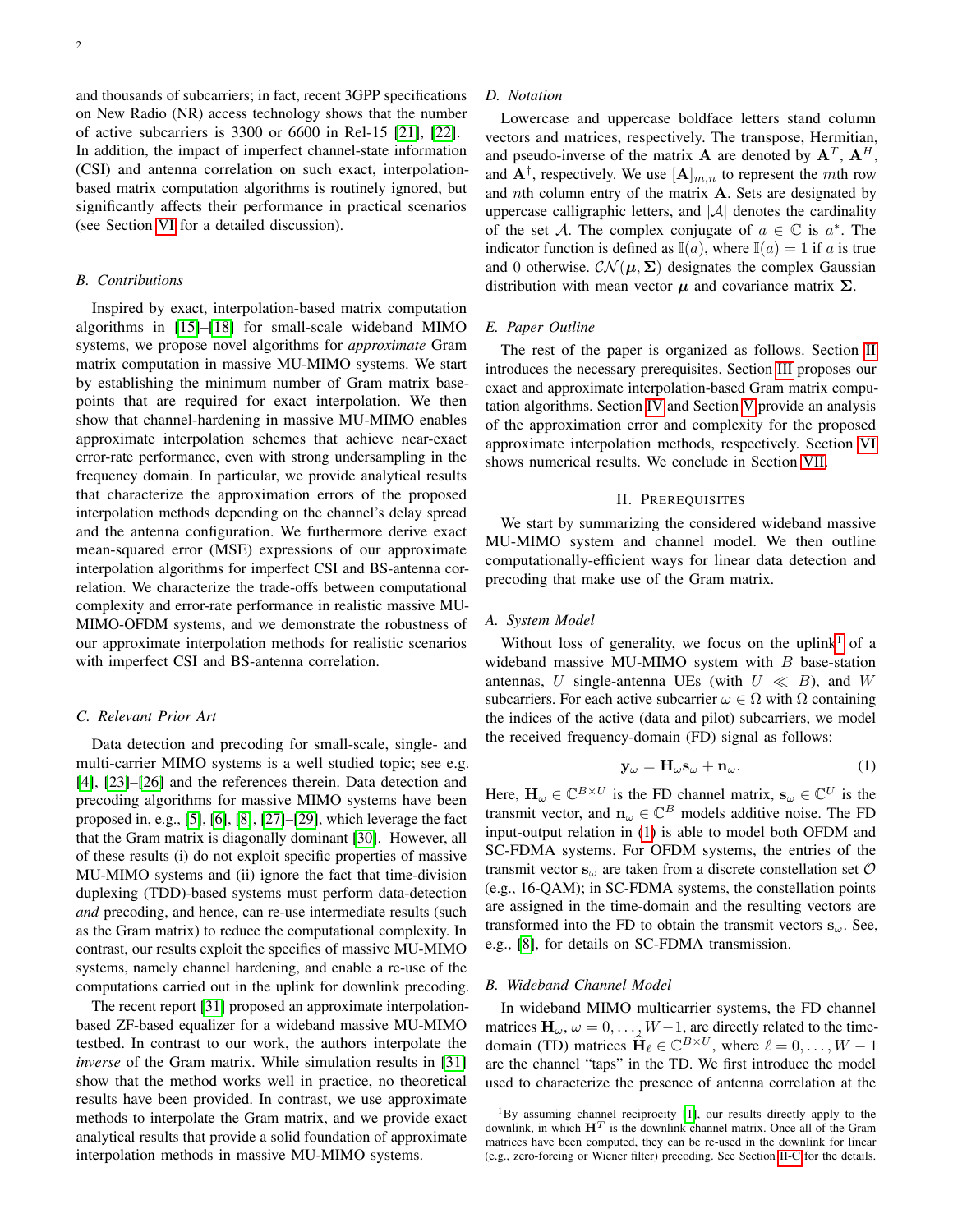and thousands of subcarriers; in fact, recent 3GPP specifications on New Radio (NR) access technology shows that the number of active subcarriers is 3300 or 6600 in Rel-15 [21], [22]. In addition, the impact of imperfect channel-state information (CSI) and antenna correlation on such exact, interpolation-based matrix computation algorithms is routinely ignored, but significantly affects their performance in practical scenarios (see Section VI for a detailed discussion).

### B. Contributions

Inspired by exact, interpolation-based matrix computation algorithms in [15]–[18] for small-scale wideband MIMO systems, we propose novel algorithms for *approximate* Gram matrix computation in massive MU-MIMO systems. We start by establishing the minimum number of Gram matrix base-points that are required for exact interpolation. We then show that channel-hardening in massive MU-MIMO enables approximate interpolation schemes that achieve near-exact error-rate performance, even with strong undersampling in the frequency domain. In particular, we provide analytical results that characterize the approximation errors of the proposed interpolation methods depending on the channel's delay spread and the antenna configuration. We furthermore derive exact mean-squared error (MSE) expressions of our approximate interpolation algorithms for imperfect CSI and BS-antenna correlation. We characterize the trade-offs between computational complexity and error-rate performance in realistic massive MU-MIMO-OFDM systems, and we demonstrate the robustness of our approximate interpolation methods for realistic scenarios with imperfect CSI and BS-antenna correlation.

### C. Relevant Prior Art

Data detection and precoding for small-scale, single- and multi-carrier MIMO systems is a well studied topic; see e.g. [4], [23]–[26] and the references therein. Data detection and precoding algorithms for massive MIMO systems have been proposed in, e.g., [5], [6], [8], [27]–[29], which leverage the fact that the Gram matrix is diagonally dominant [30]. However, all of these results (i) do not exploit specific properties of massive MU-MIMO systems and (ii) ignore the fact that time-division duplexing (TDD)-based systems must perform data-detection *and* precoding, and hence, can re-use intermediate results (such as the Gram matrix) to reduce the computational complexity. In contrast, our results exploit the specifics of massive MU-MIMO systems, namely channel hardening, and enable a re-use of the computations carried out in the uplink for downlink precoding.

The recent report [31] proposed an approximate interpolation-based ZF-based equalizer for a wideband massive MU-MIMO testbed. In contrast to our work, the authors interpolate the *inverse* of the Gram matrix. While simulation results in [31] show that the method works well in practice, no theoretical results have been provided. In contrast, we use approximate methods to interpolate the Gram matrix, and we provide exact analytical results that provide a solid foundation of approximate interpolation methods in massive MU-MIMO systems.

### D. Notation

Lowercase and uppercase boldface letters stand column vectors and matrices, respectively. The transpose, Hermitian, and pseudo-inverse of the matrix $\mathbf{A}$ are denoted by $\mathbf{A}^T$, $\mathbf{A}^H$, and $\mathbf{A}^\dagger$, respectively. We use $[\mathbf{A}]_{m,n}$ to represent the $m$th row and $n$th column entry of the matrix $\mathbf{A}$. Sets are designated by uppercase calligraphic letters, and $|\mathcal{A}|$ denotes the cardinality of the set $\mathcal{A}$. The complex conjugate of $a \in \mathbb{C}$ is $a^*$. The indicator function is defined as $\mathbb{I}(a)$, where $\mathbb{I}(a) = 1$ if $a$ is true and 0 otherwise. $\mathcal{CN}(\boldsymbol{\mu}, \boldsymbol{\Sigma})$ designates the complex Gaussian distribution with mean vector $\boldsymbol{\mu}$ and covariance matrix $\boldsymbol{\Sigma}$.

### E. Paper Outline

The rest of the paper is organized as follows. Section II introduces the necessary prerequisites. Section III proposes our exact and approximate interpolation-based Gram matrix computation algorithms. Section IV and Section V provide an analysis of the approximation error and complexity for the proposed approximate interpolation methods, respectively. Section VI shows numerical results. We conclude in Section VII.

## II. Prerequisites

We start by summarizing the considered wideband massive MU-MIMO system and channel model. We then outline computationally-efficient ways for linear data detection and precoding that make use of the Gram matrix.

### A. System Model

Without loss of generality, we focus on the uplink[1] of a wideband massive MU-MIMO system with $B$ base-station antennas, $U$ single-antenna UEs (with $U \ll B$), and $W$ subcarriers. For each active subcarrier $\omega \in \Omega$ with $\Omega$ containing the indices of the active (data and pilot) subcarriers, we model the received frequency-domain (FD) signal as follows:

$$\mathbf{y}_\omega = \mathbf{H}_\omega \mathbf{s}_\omega + \mathbf{n}_\omega. \tag{1}$$

Here, $\mathbf{H}_\omega \in \mathbb{C}^{B\times U}$ is the FD channel matrix, $\mathbf{s}_\omega \in \mathbb{C}^U$ is the transmit vector, and $\mathbf{n}_\omega \in \mathbb{C}^B$ models additive noise. The FD input-output relation in (1) is able to model both OFDM and SC-FDMA systems. For OFDM systems, the entries of the transmit vector $\mathbf{s}_\omega$ are taken from a discrete constellation set $\mathcal{O}$ (e.g., 16-QAM); in SC-FDMA systems, the constellation points are assigned in the time-domain and the resulting vectors are transformed into the FD to obtain the transmit vectors $\mathbf{s}_\omega$. See, e.g., [8], for details on SC-FDMA transmission.

### B. Wideband Channel Model

In wideband MIMO multicarrier systems, the FD channel matrices $\mathbf{H}_\omega$, $\omega = 0, \ldots, W-1$, are directly related to the time-domain (TD) matrices $\hat{\mathbf{H}}_\ell \in \mathbb{C}^{B\times U}$, where $\ell = 0, \ldots, W-1$ are the channel "taps" in the TD. We first introduce the model used to characterize the presence of antenna correlation at the

[1] By assuming channel reciprocity [1], our results directly apply to the downlink, in which $\mathbf{H}^T$ is the downlink channel matrix. Once all of the Gram matrices have been computed, they can be re-used in the downlink for linear (e.g., zero-forcing or Wiener filter) precoding. See Section II-C for the details.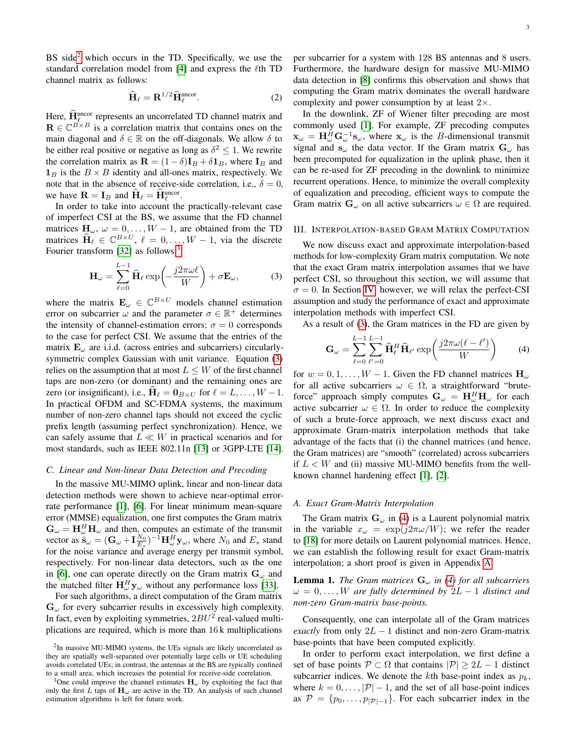BS side[2] which occurs in the TD. Specifically, we use the standard correlation model from [4] and express the $\ell$th TD channel matrix as follows:

$$\widehat{\mathbf{H}}_\ell = \mathbf{R}^{1/2}\widehat{\mathbf{H}}_\ell^{\text{uncor}}. \tag{2}$$

Here, $\widehat{\mathbf{H}}_\ell^{\text{uncor}}$ represents an uncorrelated TD channel matrix and $\mathbf{R} \in \mathbb{C}^{B\times B}$ is a correlation matrix that contains ones on the main diagonal and $\delta \in \mathbb{R}$ on the off-diagonals. We allow $\delta$ to be either real positive or negative as long as $\delta^2 \leq 1$. We rewrite the correlation matrix as $\mathbf{R} = (1-\delta)\mathbf{I}_B + \delta\mathbf{1}_B$, where $\mathbf{I}_B$ and $\mathbf{1}_B$ is the $B \times B$ identity and all-ones matrix, respectively. We note that in the absence of receive-side correlation, i.e., $\delta = 0$, we have $\mathbf{R} = \mathbf{I}_B$ and $\widehat{\mathbf{H}}_\ell = \widehat{\mathbf{H}}_\ell^{\text{uncor}}$.

In order to take into account the practically-relevant case of imperfect CSI at the BS, we assume that the FD channel matrices $\mathbf{H}_\omega$, $\omega = 0,\ldots,W-1$, are obtained from the TD matrices $\widehat{\mathbf{H}}_\ell \in \mathbb{C}^{B\times U}$, $\ell = 0,\ldots,W-1$, via the discrete Fourier transform [32] as follows:[3]

$$\mathbf{H}_\omega = \sum_{\ell=0}^{L-1} \widehat{\mathbf{H}}_\ell \exp\!\left(-\frac{j2\pi\omega\ell}{W}\right) + \sigma\mathbf{E}_\omega, \tag{3}$$

where the matrix $\mathbf{E}_\omega \in \mathbb{C}^{B\times U}$ models channel estimation error on subcarrier $\omega$ and the parameter $\sigma \in \mathbb{R}^+$ determines the intensity of channel-estimation errors; $\sigma = 0$ corresponds to the case for perfect CSI. We assume that the entries of the matrix $\mathbf{E}_\omega$ are i.i.d. (across entries and subcarriers) circularly-symmetric complex Gaussian with unit variance. Equation (3) relies on the assumption that at most $L \leq W$ of the first channel taps are non-zero (or dominant) and the remaining ones are zero (or insignificant), i.e., $\widehat{\mathbf{H}}_\ell = \mathbf{0}_{B\times U}$ for $\ell = L,\ldots,W-1$. In practical OFDM and SC-FDMA systems, the maximum number of non-zero channel taps should not exceed the cyclic prefix length (assuming perfect synchronization). Hence, we can safely assume that $L \ll W$ in practical scenarios and for most standards, such as IEEE 802.11n [13] or 3GPP-LTE [14].

### C. Linear and Non-linear Data Detection and Precoding

In the massive MU-MIMO uplink, linear and non-linear data detection methods were shown to achieve near-optimal error-rate performance [1], [6]. For linear minimum mean-square error (MMSE) equalization, one first computes the Gram matrix $\mathbf{G}_\omega = \mathbf{H}_\omega^H\mathbf{H}_\omega$ and then, computes an estimate of the transmit vector as $\hat{\mathbf{s}}_\omega = (\mathbf{G}_\omega + \mathbf{I}\frac{N_0}{E_s})^{-1}\mathbf{H}_\omega^H\mathbf{y}_\omega$, where $N_0$ and $E_s$ stand for the noise variance and average energy per transmit symbol, respectively. For non-linear data detectors, such as the one in [6], one can operate directly on the Gram matrix $\mathbf{G}_\omega$ and the matched filter $\mathbf{H}_\omega^H\mathbf{y}_\omega$ without any performance loss [33].

For such algorithms, a direct computation of the Gram matrix $\mathbf{G}_\omega$ for every subcarrier results in excessively high complexity. In fact, even by exploiting symmetries, $2BU^2$ real-valued multiplications are required, which is more than 16 k multiplications per subcarrier for a system with 128 BS antennas and 8 users. Furthermore, the hardware design for massive MU-MIMO data detection in [8] confirms this observation and shows that computing the Gram matrix dominates the overall hardware complexity and power consumption by at least $2\times$.

In the downlink, ZF of Wiener filter precoding are most commonly used [1]. For example, ZF precoding computes $\mathbf{x}_\omega = \mathbf{H}_\omega^H\mathbf{G}_\omega^{-1}\mathbf{s}_\omega$, where $\mathbf{x}_\omega$ is the $B$-dimensional transmit signal and $\mathbf{s}_\omega$ the data vector. If the Gram matrix $\mathbf{G}_\omega$ has been precomputed for equalization in the uplink phase, then it can be re-used for ZF precoding in the downlink to minimize recurrent operations. Hence, to minimize the overall complexity of equalization and precoding, efficient ways to compute the Gram matrix $\mathbf{G}_\omega$ on all active subcarriers $\omega \in \Omega$ are required.

## III. Interpolation-Based Gram Matrix Computation

We now discuss exact and approximate interpolation-based methods for low-complexity Gram matrix computation. We note that the exact Gram matrix interpolation assumes that we have perfect CSI, so throughout this section, we will assume that $\sigma = 0$. In Section IV, however, we will relax the perfect-CSI assumption and study the performance of exact and approximate interpolation methods with imperfect CSI.

As a result of (3), the Gram matrices in the FD are given by

$$\mathbf{G}_\omega = \sum_{\ell=0}^{L-1}\sum_{\ell'=0}^{L-1} \widehat{\mathbf{H}}_\ell^H\widehat{\mathbf{H}}_{\ell'} \exp\!\left(\frac{j2\pi\omega(\ell-\ell')}{W}\right) \tag{4}$$

for $w = 0,1,\ldots,W-1$. Given the FD channel matrices $\mathbf{H}_\omega$ for all active subcarriers $\omega \in \Omega$, a straightforward "brute-force" approach simply computes $\mathbf{G}_\omega = \mathbf{H}_\omega^H\mathbf{H}_\omega$ for each active subcarrier $\omega \in \Omega$. In order to reduce the complexity of such a brute-force approach, we next discuss exact and approximate Gram-matrix interpolation methods that take advantage of the facts that (i) the channel matrices (and hence, the Gram matrices) are "smooth" (correlated) across subcarriers if $L < W$ and (ii) massive MU-MIMO benefits from the well-known channel hardening effect [1], [2].

### A. Exact Gram-Matrix Interpolation

The Gram matrix $\mathbf{G}_\omega$ in (4) is a Laurent polynomial matrix in the variable $x_\omega = \exp(j2\pi\omega/W)$; we refer the reader to [18] for more details on Laurent polynomial matrices. Hence, we can establish the following result for exact Gram-matrix interpolation; a short proof is given in Appendix A.

**Lemma 1.** *The Gram matrices $\mathbf{G}_\omega$ in (4) for all subcarriers $\omega = 0,\ldots,W$ are fully determined by $2L-1$ distinct and non-zero Gram-matrix base-points.*

Consequently, one can interpolate all of the Gram matrices *exactly* from only $2L-1$ distinct and non-zero Gram-matrix base-points that have been computed explicitly.

In order to perform exact interpolation, we first define a set of base points $\mathcal{P} \subset \Omega$ that contains $|\mathcal{P}| \geq 2L-1$ distinct subcarrier indices. We denote the $k$th base-point index as $p_k$, where $k = 0,\ldots,|\mathcal{P}|-1$, and the set of all base-point indices as $\mathcal{P} = \{p_0,\ldots,p_{|\mathcal{P}|-1}\}$. For each subcarrier index in the

[2] In massive MU-MIMO systems, the UEs signals are likely uncorrelated as they are spatially well-separated over potentially large cells or UE scheduling avoids correlated UEs; in contrast, the antennas at the BS are typically confined to a small area, which increases the potential for receive-side correlation.

[3] One could improve the channel estimates $\mathbf{H}_\omega$ by exploiting the fact that only the first $L$ taps of $\mathbf{H}_\omega$ are active in the TD. An analysis of such channel estimation algorithms is left for future work.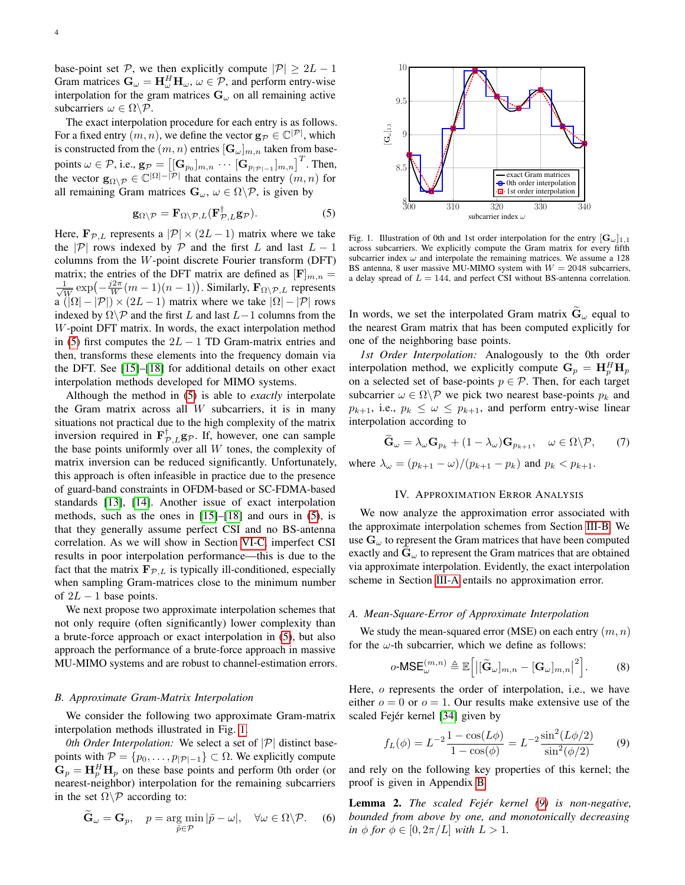base-point set $\mathcal{P}$, we then explicitly compute $|\mathcal{P}| \geq 2L-1$ Gram matrices $\mathbf{G}_\omega = \mathbf{H}_\omega^H \mathbf{H}_\omega$, $\omega \in \mathcal{P}$, and perform entry-wise interpolation for the gram matrices $\mathbf{G}_\omega$ on all remaining active subcarriers $\omega \in \Omega \backslash \mathcal{P}$.

The exact interpolation procedure for each entry is as follows. For a fixed entry $(m,n)$, we define the vector $\mathbf{g}_\mathcal{P} \in \mathbb{C}^{|\mathcal{P}|}$, which is constructed from the $(m,n)$ entries $[\mathbf{G}_\omega]_{m,n}$ taken from base-points $\omega \in \mathcal{P}$, i.e., $\mathbf{g}_\mathcal{P} = \left[[\mathbf{G}_{p_0}]_{m,n} \cdots [\mathbf{G}_{p_{|\mathcal{P}|-1}}]_{m,n}\right]^T$. Then, the vector $\mathbf{g}_{\Omega\backslash\mathcal{P}} \in \mathbb{C}^{|\Omega|-|\mathcal{P}|}$ that contains the entry $(m,n)$ for all remaining Gram matrices $\mathbf{G}_\omega$, $\omega \in \Omega\backslash\mathcal{P}$, is given by

$$\mathbf{g}_{\Omega\backslash\mathcal{P}} = \mathbf{F}_{\Omega\backslash\mathcal{P},L}(\mathbf{F}_{\mathcal{P},L}^\dagger \mathbf{g}_\mathcal{P}). \tag{5}$$

Here, $\mathbf{F}_{\mathcal{P},L}$ represents a $|\mathcal{P}| \times (2L-1)$ matrix where we take the $|\mathcal{P}|$ rows indexed by $\mathcal{P}$ and the first $L$ and last $L-1$ columns from the $W$-point discrete Fourier transform (DFT) matrix; the entries of the DFT matrix are defined as $[\mathbf{F}]_{m,n} = \frac{1}{\sqrt{W}}\exp\!\left(-\frac{j2\pi}{W}(m-1)(n-1)\right)$. Similarly, $\mathbf{F}_{\Omega\backslash\mathcal{P},L}$ represents a $(|\Omega|-|\mathcal{P}|)\times(2L-1)$ matrix where we take $|\Omega|-|\mathcal{P}|$ rows indexed by $\Omega\backslash\mathcal{P}$ and the first $L$ and last $L-1$ columns from the $W$-point DFT matrix. In words, the exact interpolation method in (5) first computes the $2L-1$ TD Gram-matrix entries and then, transforms these elements into the frequency domain via the DFT. See [15]–[18] for additional details on other exact interpolation methods developed for MIMO systems.

Although the method in (5) is able to *exactly* interpolate the Gram matrix across all $W$ subcarriers, it is in many situations not practical due to the high complexity of the matrix inversion required in $\mathbf{F}_{\mathcal{P},L}^\dagger \mathbf{g}_\mathcal{P}$. If, however, one can sample the base points uniformly over all $W$ tones, the complexity of matrix inversion can be reduced significantly. Unfortunately, this approach is often infeasible in practice due to the presence of guard-band constraints in OFDM-based or SC-FDMA-based standards [13], [14]. Another issue of exact interpolation methods, such as the ones in [15]–[18] and ours in (5), is that they generally assume perfect CSI and no BS-antenna correlation. As we will show in Section VI-C, imperfect CSI results in poor interpolation performance—this is due to the fact that the matrix $\mathbf{F}_{\mathcal{P},L}$ is typically ill-conditioned, especially when sampling Gram-matrices close to the minimum number of $2L-1$ base points.

We next propose two approximate interpolation schemes that not only require (often significantly) lower complexity than a brute-force approach or exact interpolation in (5), but also approach the performance of a brute-force approach in massive MU-MIMO systems and are robust to channel-estimation errors.

### B. Approximate Gram-Matrix Interpolation

We consider the following two approximate Gram-matrix interpolation methods illustrated in Fig. 1.

*0th Order Interpolation:* We select a set of $|\mathcal{P}|$ distinct base-points with $\mathcal{P} = \{p_0, \ldots, p_{|\mathcal{P}|-1}\} \subset \Omega$. We explicitly compute $\mathbf{G}_p = \mathbf{H}_p^H\mathbf{H}_p$ on these base points and perform 0th order (or nearest-neighbor) interpolation for the remaining subcarriers in the set $\Omega\backslash\mathcal{P}$ according to:

$$\widetilde{\mathbf{G}}_\omega = \mathbf{G}_p, \quad p = \arg\min_{\tilde{p}\in\mathcal{P}} |\tilde{p}-\omega|, \quad \forall \omega \in \Omega\backslash\mathcal{P}. \tag{6}$$

Fig. 1. Illustration of 0th and 1st order interpolation for the entry $[\mathbf{G}_\omega]_{1,1}$ across subcarriers. We explicitly compute the Gram matrix for every fifth subcarrier index $\omega$ and interpolate the remaining matrices. We assume a 128 BS antenna, 8 user massive MU-MIMO system with $W = 2048$ subcarriers, a delay spread of $L = 144$, and perfect CSI without BS-antenna correlation.

In words, we set the interpolated Gram matrix $\widetilde{\mathbf{G}}_\omega$ equal to the nearest Gram matrix that has been computed explicitly for one of the neighboring base points.

*1st Order Interpolation:* Analogously to the 0th order interpolation method, we explicitly compute $\mathbf{G}_p = \mathbf{H}_p^H\mathbf{H}_p$ on a selected set of base-points $p \in \mathcal{P}$. Then, for each target subcarrier $\omega \in \Omega\backslash\mathcal{P}$ we pick two nearest base-points $p_k$ and $p_{k+1}$, i.e., $p_k \leq \omega \leq p_{k+1}$, and perform entry-wise linear interpolation according to

$$\widetilde{\mathbf{G}}_\omega = \lambda_\omega \mathbf{G}_{p_k} + (1-\lambda_\omega)\mathbf{G}_{p_{k+1}}, \quad \omega \in \Omega\backslash\mathcal{P}, \tag{7}$$

where $\lambda_\omega = (p_{k+1}-\omega)/(p_{k+1}-p_k)$ and $p_k < p_{k+1}$.

## IV. Approximation Error Analysis

We now analyze the approximation error associated with the approximate interpolation schemes from Section III-B. We use $\mathbf{G}_\omega$ to represent the Gram matrices that have been computed exactly and $\widetilde{\mathbf{G}}_\omega$ to represent the Gram matrices that are obtained via approximate interpolation. Evidently, the exact interpolation scheme in Section III-A entails no approximation error.

### A. Mean-Square-Error of Approximate Interpolation

We study the mean-squared error (MSE) on each entry $(m,n)$ for the $\omega$-th subcarrier, which we define as follows:

$$o\text{-}\mathsf{MSE}_\omega^{(m,n)} \triangleq \mathbb{E}\!\left[\left|[\widetilde{\mathbf{G}}_\omega]_{m,n} - [\mathbf{G}_\omega]_{m,n}\right|^2\right]. \tag{8}$$

Here, $o$ represents the order of interpolation, i.e., we have either $o=0$ or $o=1$. Our results make extensive use of the scaled Fejér kernel [34] given by

$$f_L(\phi) = L^{-2}\frac{1-\cos(L\phi)}{1-\cos(\phi)} = L^{-2}\frac{\sin^2(L\phi/2)}{\sin^2(\phi/2)} \tag{9}$$

and rely on the following key properties of this kernel; the proof is given in Appendix B.

**Lemma 2.** *The scaled Fejér kernel (9) is non-negative, bounded from above by one, and monotonically decreasing in $\phi$ for $\phi \in [0, 2\pi/L]$ with $L > 1$.*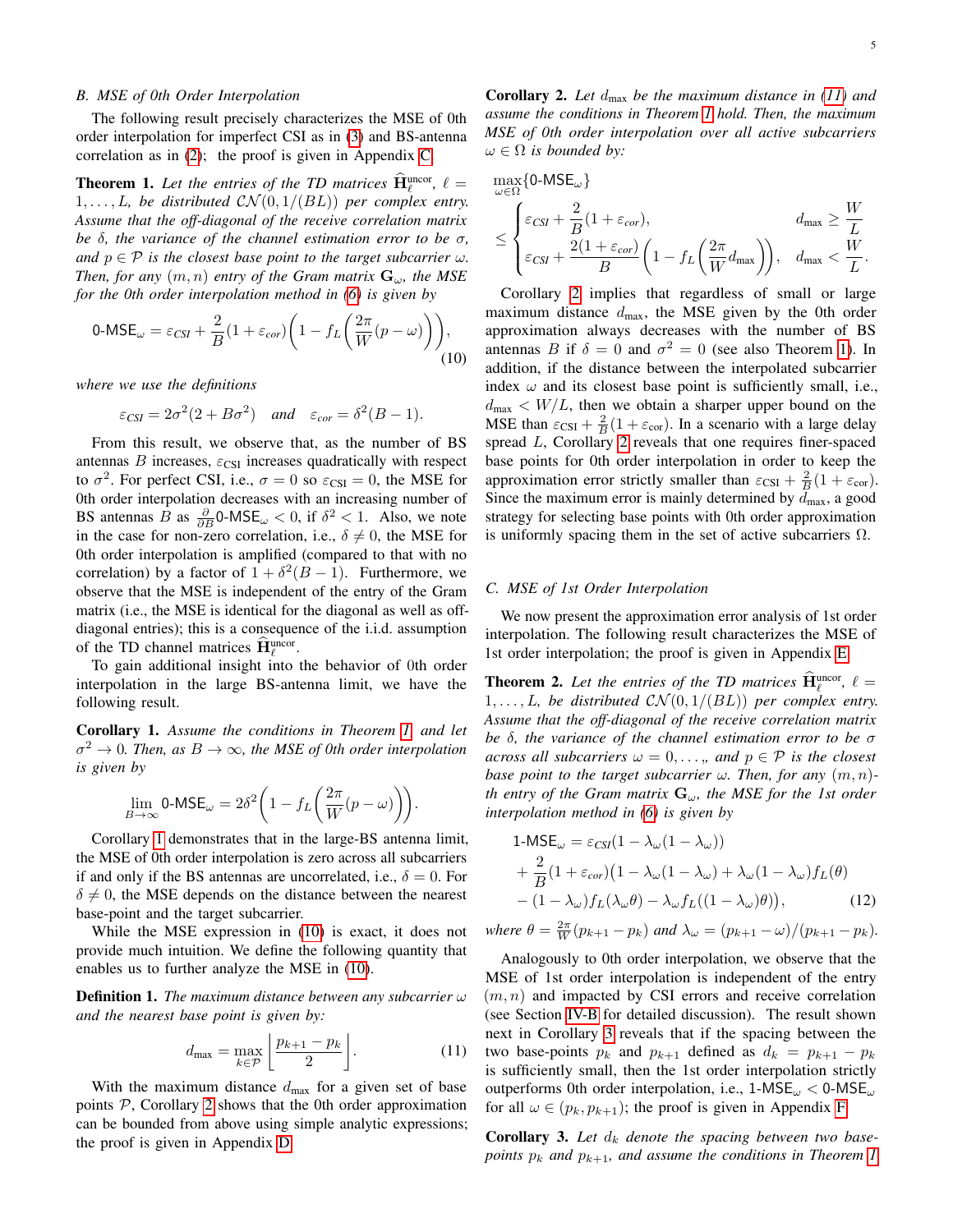### B. MSE of 0th Order Interpolation

The following result precisely characterizes the MSE of 0th order interpolation for imperfect CSI as in (3) and BS-antenna correlation as in (2); the proof is given in Appendix C.

**Theorem 1.** *Let the entries of the TD matrices $\widehat{\mathbf{H}}_\ell^{\text{uncor}}$, $\ell = 1,\ldots,L$, be distributed $\mathcal{CN}(0, 1/(BL))$ per complex entry. Assume that the off-diagonal of the receive correlation matrix be $\delta$, the variance of the channel estimation error to be $\sigma$, and $p \in \mathcal{P}$ is the closest base point to the target subcarrier $\omega$. Then, for any $(m,n)$ entry of the Gram matrix $\mathbf{G}_\omega$, the MSE for the 0th order interpolation method in (6) is given by*

$$\text{0-MSE}_\omega = \varepsilon_{CSI} + \frac{2}{B}(1+\varepsilon_{cor})\left(1 - f_L\left(\frac{2\pi}{W}(p-\omega)\right)\right), \tag{10}$$

*where we use the definitions*

$$\varepsilon_{CSI} = 2\sigma^2(2+B\sigma^2) \quad \text{and} \quad \varepsilon_{cor} = \delta^2(B-1).$$

From this result, we observe that, as the number of BS antennas $B$ increases, $\varepsilon_{\text{CSI}}$ increases quadratically with respect to $\sigma^2$. For perfect CSI, i.e., $\sigma = 0$ so $\varepsilon_{\text{CSI}} = 0$, the MSE for 0th order interpolation decreases with an increasing number of BS antennas $B$ as $\frac{\partial}{\partial B}\text{0-MSE}_\omega < 0$, if $\delta^2 < 1$. Also, we note in the case for non-zero correlation, i.e., $\delta \neq 0$, the MSE for 0th order interpolation is amplified (compared to that with no correlation) by a factor of $1 + \delta^2(B-1)$. Furthermore, we observe that the MSE is independent of the entry of the Gram matrix (i.e., the MSE is identical for the diagonal as well as off-diagonal entries); this is a consequence of the i.i.d. assumption of the TD channel matrices $\widehat{\mathbf{H}}_\ell^{\text{uncor}}$.

To gain additional insight into the behavior of 0th order interpolation in the large BS-antenna limit, we have the following result.

**Corollary 1.** *Assume the conditions in Theorem 1, and let $\sigma^2 \to 0$. Then, as $B \to \infty$, the MSE of 0th order interpolation is given by*

$$\lim_{B\to\infty} \text{0-MSE}_\omega = 2\delta^2\left(1 - f_L\left(\frac{2\pi}{W}(p-\omega)\right)\right).$$

Corollary 1 demonstrates that in the large-BS antenna limit, the MSE of 0th order interpolation is zero across all subcarriers if and only if the BS antennas are uncorrelated, i.e., $\delta = 0$. For $\delta \neq 0$, the MSE depends on the distance between the nearest base-point and the target subcarrier.

While the MSE expression in (10) is exact, it does not provide much intuition. We define the following quantity that enables us to further analyze the MSE in (10).

**Definition 1.** *The maximum distance between any subcarrier $\omega$ and the nearest base point is given by:*

$$d_{\max} = \max_{k\in\mathcal{P}} \left\lfloor \frac{p_{k+1} - p_k}{2} \right\rfloor. \tag{11}$$

With the maximum distance $d_{\max}$ for a given set of base points $\mathcal{P}$, Corollary 2 shows that the 0th order approximation can be bounded from above using simple analytic expressions; the proof is given in Appendix D.

**Corollary 2.** *Let $d_{\max}$ be the maximum distance in (11) and assume the conditions in Theorem 1 hold. Then, the maximum MSE of 0th order interpolation over all active subcarriers $\omega \in \Omega$ is bounded by:*

$$\max_{\omega\in\Omega}\{\text{0-MSE}_\omega\} \leq \begin{cases} \varepsilon_{CSI} + \dfrac{2}{B}(1+\varepsilon_{cor}), & d_{\max} \geq \dfrac{W}{L} \\ \varepsilon_{CSI} + \dfrac{2(1+\varepsilon_{cor})}{B}\left(1 - f_L\left(\dfrac{2\pi}{W}d_{\max}\right)\right), & d_{\max} < \dfrac{W}{L}. \end{cases}$$

Corollary 2 implies that regardless of small or large maximum distance $d_{\max}$, the MSE given by the 0th order approximation always decreases with the number of BS antennas $B$ if $\delta = 0$ and $\sigma^2 = 0$ (see also Theorem 1). In addition, if the distance between the interpolated subcarrier index $\omega$ and its closest base point is sufficiently small, i.e., $d_{\max} < W/L$, then we obtain a sharper upper bound on the MSE than $\varepsilon_{\text{CSI}} + \frac{2}{B}(1+\varepsilon_{\text{cor}})$. In a scenario with a large delay spread $L$, Corollary 2 reveals that one requires finer-spaced base points for 0th order interpolation in order to keep the approximation error strictly smaller than $\varepsilon_{\text{CSI}} + \frac{2}{B}(1+\varepsilon_{\text{cor}})$. Since the maximum error is mainly determined by $d_{\max}$, a good strategy for selecting base points with 0th order approximation is uniformly spacing them in the set of active subcarriers $\Omega$.

### C. MSE of 1st Order Interpolation

We now present the approximation error analysis of 1st order interpolation. The following result characterizes the MSE of 1st order interpolation; the proof is given in Appendix E.

**Theorem 2.** *Let the entries of the TD matrices $\widehat{\mathbf{H}}_\ell^{\text{uncor}}$, $\ell = 1,\ldots,L$, be distributed $\mathcal{CN}(0, 1/(BL))$ per complex entry. Assume that the off-diagonal of the receive correlation matrix be $\delta$, the variance of the channel estimation error to be $\sigma$ across all subcarriers $\omega = 0,\ldots,$, and $p \in \mathcal{P}$ is the closest base point to the target subcarrier $\omega$. Then, for any $(m,n)$-th entry of the Gram matrix $\mathbf{G}_\omega$, the MSE for the 1st order interpolation method in (6) is given by*

$$\begin{aligned} \text{1-MSE}_\omega &= \varepsilon_{CSI}(1 - \lambda_\omega(1-\lambda_\omega)) \\ &+ \frac{2}{B}(1+\varepsilon_{cor})\big(1 - \lambda_\omega(1-\lambda_\omega) + \lambda_\omega(1-\lambda_\omega)f_L(\theta) \\ &- (1-\lambda_\omega)f_L(\lambda_\omega\theta) - \lambda_\omega f_L((1-\lambda_\omega)\theta)\big), \end{aligned} \tag{12}$$

*where $\theta = \frac{2\pi}{W}(p_{k+1} - p_k)$ and $\lambda_\omega = (p_{k+1} - \omega)/(p_{k+1} - p_k)$.*

Analogously to 0th order interpolation, we observe that the MSE of 1st order interpolation is independent of the entry $(m,n)$ and impacted by CSI errors and receive correlation (see Section IV-B for detailed discussion). The result shown next in Corollary 3 reveals that if the spacing between the two base-points $p_k$ and $p_{k+1}$ defined as $d_k = p_{k+1} - p_k$ is sufficiently small, then the 1st order interpolation strictly outperforms 0th order interpolation, i.e., $\text{1-MSE}_\omega < \text{0-MSE}_\omega$ for all $\omega \in (p_k, p_{k+1})$; the proof is given in Appendix F.

**Corollary 3.** *Let $d_k$ denote the spacing between two base-points $p_k$ and $p_{k+1}$, and assume the conditions in Theorem 1*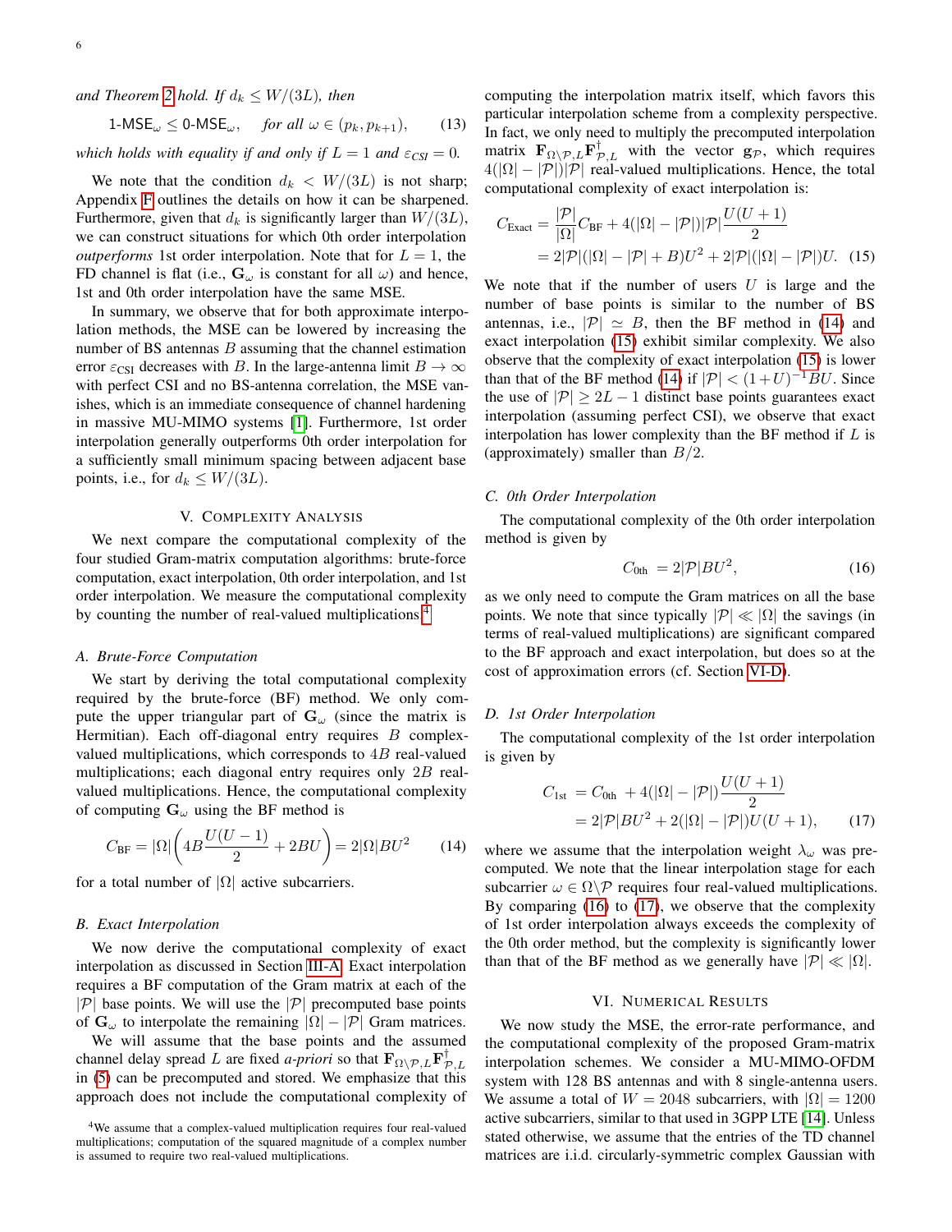*and Theorem 2 hold. If $d_k \leq W/(3L)$, then*

$$\text{1-MSE}_\omega \leq \text{0-MSE}_\omega, \quad \textit{for all } \omega \in (p_k, p_{k+1}), \tag{13}$$

*which holds with equality if and only if $L = 1$ and $\varepsilon_{\text{CSI}} = 0$.*

We note that the condition $d_k < W/(3L)$ is not sharp; Appendix F outlines the details on how it can be sharpened. Furthermore, given that $d_k$ is significantly larger than $W/(3L)$, we can construct situations for which 0th order interpolation *outperforms* 1st order interpolation. Note that for $L = 1$, the FD channel is flat (i.e., $\mathbf{G}_\omega$ is constant for all $\omega$) and hence, 1st and 0th order interpolation have the same MSE.

In summary, we observe that for both approximate interpolation methods, the MSE can be lowered by increasing the number of BS antennas $B$ assuming that the channel estimation error $\varepsilon_{\text{CSI}}$ decreases with $B$. In the large-antenna limit $B \to \infty$ with perfect CSI and no BS-antenna correlation, the MSE vanishes, which is an immediate consequence of channel hardening in massive MU-MIMO systems [1]. Furthermore, 1st order interpolation generally outperforms 0th order interpolation for a sufficiently small minimum spacing between adjacent base points, i.e., for $d_k \leq W/(3L)$.

## V. Complexity Analysis

We next compare the computational complexity of the four studied Gram-matrix computation algorithms: brute-force computation, exact interpolation, 0th order interpolation, and 1st order interpolation. We measure the computational complexity by counting the number of real-valued multiplications[4]

### A. Brute-Force Computation

We start by deriving the total computational complexity required by the brute-force (BF) method. We only compute the upper triangular part of $\mathbf{G}_\omega$ (since the matrix is Hermitian). Each off-diagonal entry requires $B$ complex-valued multiplications, which corresponds to $4B$ real-valued multiplications; each diagonal entry requires only $2B$ real-valued multiplications. Hence, the computational complexity of computing $\mathbf{G}_\omega$ using the BF method is

$$C_{\text{BF}} = |\Omega| \left( 4B\frac{U(U-1)}{2} + 2BU \right) = 2|\Omega|BU^2 \tag{14}$$

for a total number of $|\Omega|$ active subcarriers.

### B. Exact Interpolation

We now derive the computational complexity of exact interpolation as discussed in Section III-A. Exact interpolation requires a BF computation of the Gram matrix at each of the $|\mathcal{P}|$ base points. We will use the $|\mathcal{P}|$ precomputed base points of $\mathbf{G}_\omega$ to interpolate the remaining $|\Omega| - |\mathcal{P}|$ Gram matrices. We will assume that the base points and the assumed channel delay spread $L$ are fixed *a-priori* so that $\mathbf{F}_{\Omega\backslash\mathcal{P},L}\mathbf{F}^\dagger_{\mathcal{P},L}$ in (5) can be precomputed and stored. We emphasize that this approach does not include the computational complexity of computing the interpolation matrix itself, which favors this particular interpolation scheme from a complexity perspective. In fact, we only need to multiply the precomputed interpolation matrix $\mathbf{F}_{\Omega\backslash\mathcal{P},L}\mathbf{F}^\dagger_{\mathcal{P},L}$ with the vector $\mathbf{g}_\mathcal{P}$, which requires $4(|\Omega| - |\mathcal{P}|)|\mathcal{P}|$ real-valued multiplications. Hence, the total computational complexity of exact interpolation is:

$$\begin{aligned} C_{\text{Exact}} &= \frac{|\mathcal{P}|}{|\Omega|}C_{\text{BF}} + 4(|\Omega| - |\mathcal{P}|)|\mathcal{P}|\frac{U(U+1)}{2} \\ &= 2|\mathcal{P}|(|\Omega| - |\mathcal{P}| + B)U^2 + 2|\mathcal{P}|(|\Omega| - |\mathcal{P}|)U. \end{aligned} \tag{15}$$

We note that if the number of users $U$ is large and the number of base points is similar to the number of BS antennas, i.e., $|\mathcal{P}| \simeq B$, then the BF method in (14) and exact interpolation (15) exhibit similar complexity. We also observe that the complexity of exact interpolation (15) is lower than that of the BF method (14) if $|\mathcal{P}| < (1+U)^{-1}BU$. Since the use of $|\mathcal{P}| \geq 2L - 1$ distinct base points guarantees exact interpolation (assuming perfect CSI), we observe that exact interpolation has lower complexity than the BF method if $L$ is (approximately) smaller than $B/2$.

### C. 0th Order Interpolation

The computational complexity of the 0th order interpolation method is given by

$$C_{\text{0th}} = 2|\mathcal{P}|BU^2, \tag{16}$$

as we only need to compute the Gram matrices on all the base points. We note that since typically $|\mathcal{P}| \ll |\Omega|$ the savings (in terms of real-valued multiplications) are significant compared to the BF approach and exact interpolation, but does so at the cost of approximation errors (cf. Section VI-D).

### D. 1st Order Interpolation

The computational complexity of the 1st order interpolation is given by

$$\begin{aligned} C_{\text{1st}} &= C_{\text{0th}} + 4(|\Omega| - |\mathcal{P}|)\frac{U(U+1)}{2} \\ &= 2|\mathcal{P}|BU^2 + 2(|\Omega| - |\mathcal{P}|)U(U+1), \end{aligned} \tag{17}$$

where we assume that the interpolation weight $\lambda_\omega$ was precomputed. We note that the linear interpolation stage for each subcarrier $\omega \in \Omega\backslash\mathcal{P}$ requires four real-valued multiplications. By comparing (16) to (17), we observe that the complexity of 1st order interpolation always exceeds the complexity of the 0th order method, but the complexity is significantly lower than that of the BF method as we generally have $|\mathcal{P}| \ll |\Omega|$.

## VI. Numerical Results

We now study the MSE, the error-rate performance, and the computational complexity of the proposed Gram-matrix interpolation schemes. We consider a MU-MIMO-OFDM system with 128 BS antennas and with 8 single-antenna users. We assume a total of $W = 2048$ subcarriers, with $|\Omega| = 1200$ active subcarriers, similar to that used in 3GPP LTE [14]. Unless stated otherwise, we assume that the entries of the TD channel matrices are i.i.d. circularly-symmetric complex Gaussian with

[4] We assume that a complex-valued multiplication requires four real-valued multiplications; computation of the squared magnitude of a complex number is assumed to require two real-valued multiplications.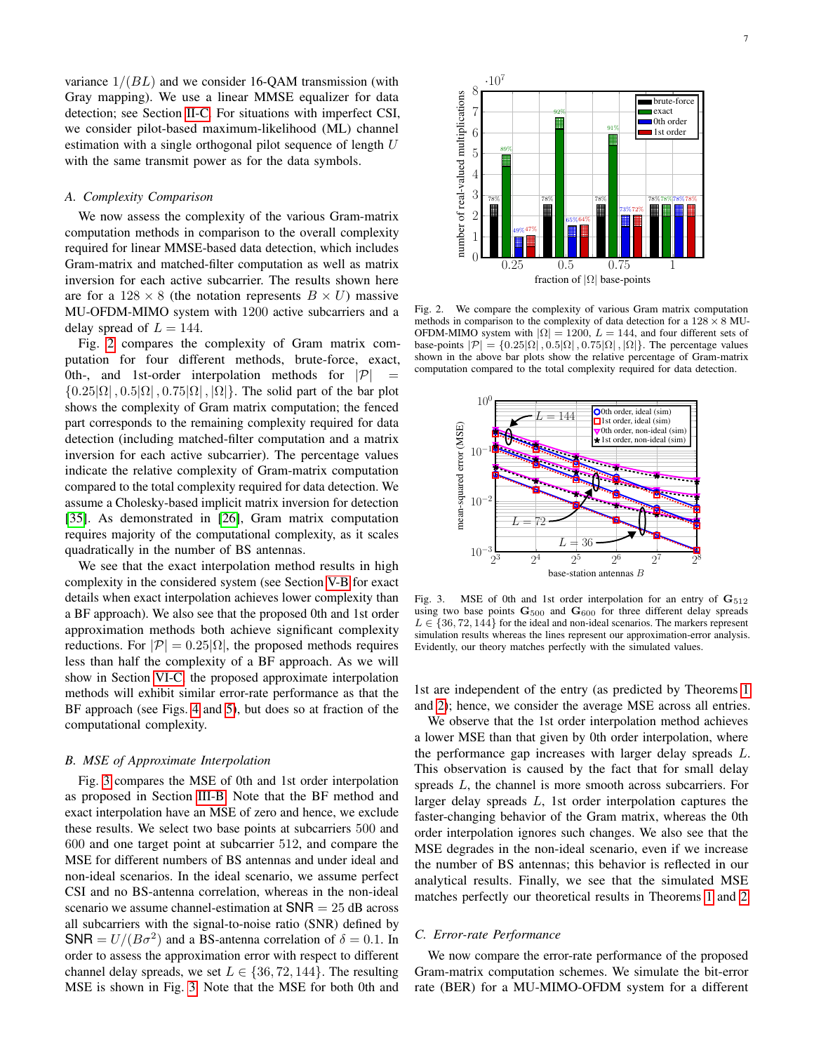variance $1/(BL)$ and we consider 16-QAM transmission (with Gray mapping). We use a linear MMSE equalizer for data detection; see Section II-C. For situations with imperfect CSI, we consider pilot-based maximum-likelihood (ML) channel estimation with a single orthogonal pilot sequence of length $U$ with the same transmit power as for the data symbols.

### A. Complexity Comparison

We now assess the complexity of the various Gram-matrix computation methods in comparison to the overall complexity required for linear MMSE-based data detection, which includes Gram-matrix and matched-filter computation as well as matrix inversion for each active subcarrier. The results shown here are for a $128 \times 8$ (the notation represents $B \times U$) massive MU-OFDM-MIMO system with 1200 active subcarriers and a delay spread of $L = 144$.

Fig. 2 compares the complexity of Gram matrix computation for four different methods, brute-force, exact, 0th-, and 1st-order interpolation methods for $|\mathcal{P}| = \{0.25|\Omega|, 0.5|\Omega|, 0.75|\Omega|, |\Omega|\}$. The solid part of the bar plot shows the complexity of Gram matrix computation; the fenced part corresponds to the remaining complexity required for data detection (including matched-filter computation and a matrix inversion for each active subcarrier). The percentage values indicate the relative complexity of Gram-matrix computation compared to the total complexity required for data detection. We assume a Cholesky-based implicit matrix inversion for detection [35]. As demonstrated in [26], Gram matrix computation requires majority of the computational complexity, as it scales quadratically in the number of BS antennas.

We see that the exact interpolation method results in high complexity in the considered system (see Section V-B for exact details when exact interpolation achieves lower complexity than a BF approach). We also see that the proposed 0th and 1st order approximation methods both achieve significant complexity reductions. For $|\mathcal{P}| = 0.25|\Omega|$, the proposed methods requires less than half the complexity of a BF approach. As we will show in Section VI-C, the proposed approximate interpolation methods will exhibit similar error-rate performance as that the BF approach (see Figs. 4 and 5), but does so at fraction of the computational complexity.

### B. MSE of Approximate Interpolation

Fig. 3 compares the MSE of 0th and 1st order interpolation as proposed in Section III-B. Note that the BF method and exact interpolation have an MSE of zero and hence, we exclude these results. We select two base points at subcarriers 500 and 600 and one target point at subcarrier 512, and compare the MSE for different numbers of BS antennas and under ideal and non-ideal scenarios. In the ideal scenario, we assume perfect CSI and no BS-antenna correlation, whereas in the non-ideal scenario we assume channel-estimation at $\mathsf{SNR} = 25$ dB across all subcarriers with the signal-to-noise ratio (SNR) defined by $\mathsf{SNR} = U/(B\sigma^2)$ and a BS-antenna correlation of $\delta = 0.1$. In order to assess the approximation error with respect to different channel delay spreads, we set $L \in \{36, 72, 144\}$. The resulting MSE is shown in Fig. 3. Note that the MSE for both 0th and 1st are independent of the entry (as predicted by Theorems 1 and 2); hence, we consider the average MSE across all entries.

Fig. 2. We compare the complexity of various Gram matrix computation methods in comparison to the complexity of data detection for a $128 \times 8$ MU-OFDM-MIMO system with $|\Omega| = 1200$, $L = 144$, and four different sets of base-points $|\mathcal{P}| = \{0.25|\Omega|, 0.5|\Omega|, 0.75|\Omega|, |\Omega|\}$. The percentage values shown in the above bar plots show the relative percentage of Gram-matrix computation compared to the total complexity required for data detection.

Fig. 3. MSE of 0th and 1st order interpolation for an entry of $\mathbf{G}_{512}$ using two base points $\mathbf{G}_{500}$ and $\mathbf{G}_{600}$ for three different delay spreads $L \in \{36, 72, 144\}$ for the ideal and non-ideal scenarios. The markers represent simulation results whereas the lines represent our approximation-error analysis. Evidently, our theory matches perfectly with the simulated values.

We observe that the 1st order interpolation method achieves a lower MSE than that given by 0th order interpolation, where the performance gap increases with larger delay spreads $L$. This observation is caused by the fact that for small delay spreads $L$, the channel is more smooth across subcarriers. For larger delay spreads $L$, 1st order interpolation captures the faster-changing behavior of the Gram matrix, whereas the 0th order interpolation ignores such changes. We also see that the MSE degrades in the non-ideal scenario, even if we increase the number of BS antennas; this behavior is reflected in our analytical results. Finally, we see that the simulated MSE matches perfectly our theoretical results in Theorems 1 and 2.

### C. Error-rate Performance

We now compare the error-rate performance of the proposed Gram-matrix computation schemes. We simulate the bit-error rate (BER) for a MU-MIMO-OFDM system for a different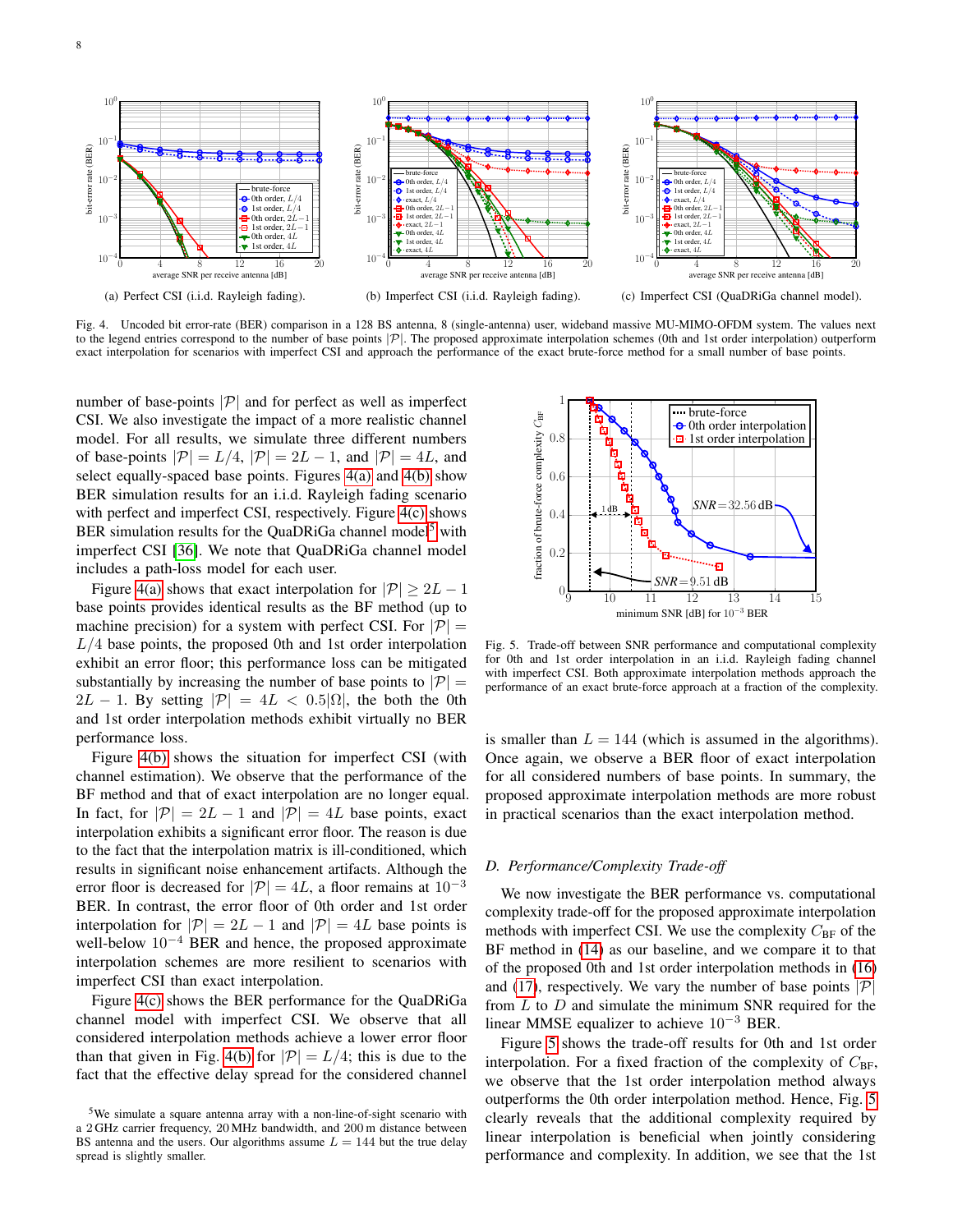(a) Perfect CSI (i.i.d. Rayleigh fading).

(b) Imperfect CSI (i.i.d. Rayleigh fading).

(c) Imperfect CSI (QuaDRiGa channel model).

Fig. 4. Uncoded bit error-rate (BER) comparison in a 128 BS antenna, 8 (single-antenna) user, wideband massive MU-MIMO-OFDM system. The values next to the legend entries correspond to the number of base points $|\mathcal{P}|$. The proposed approximate interpolation schemes (0th and 1st order interpolation) outperform exact interpolation for scenarios with imperfect CSI and approach the performance of the exact brute-force method for a small number of base points.

number of base-points $|\mathcal{P}|$ and for perfect as well as imperfect CSI. We also investigate the impact of a more realistic channel model. For all results, we simulate three different numbers of base-points $|\mathcal{P}| = L/4$, $|\mathcal{P}| = 2L-1$, and $|\mathcal{P}| = 4L$, and select equally-spaced base points. Figures 4(a) and 4(b) show BER simulation results for an i.i.d. Rayleigh fading scenario with perfect and imperfect CSI, respectively. Figure 4(c) shows BER simulation results for the QuaDRiGa channel model[5] with imperfect CSI [36]. We note that QuaDRiGa channel model includes a path-loss model for each user.

Figure 4(a) shows that exact interpolation for $|\mathcal{P}| \geq 2L-1$ base points provides identical results as the BF method (up to machine precision) for a system with perfect CSI. For $|\mathcal{P}| = L/4$ base points, the proposed 0th and 1st order interpolation exhibit an error floor; this performance loss can be mitigated substantially by increasing the number of base points to $|\mathcal{P}| = 2L-1$. By setting $|\mathcal{P}| = 4L < 0.5|\Omega|$, the both the 0th and 1st order interpolation methods exhibit virtually no BER performance loss.

Figure 4(b) shows the situation for imperfect CSI (with channel estimation). We observe that the performance of the BF method and that of exact interpolation are no longer equal. In fact, for $|\mathcal{P}| = 2L-1$ and $|\mathcal{P}| = 4L$ base points, exact interpolation exhibits a significant error floor. The reason is due to the fact that the interpolation matrix is ill-conditioned, which results in significant noise enhancement artifacts. Although the error floor is decreased for $|\mathcal{P}| = 4L$, a floor remains at $10^{-3}$ BER. In contrast, the error floor of 0th order and 1st order interpolation for $|\mathcal{P}| = 2L-1$ and $|\mathcal{P}| = 4L$ base points is well-below $10^{-4}$ BER and hence, the proposed approximate interpolation schemes are more resilient to scenarios with imperfect CSI than exact interpolation.

Figure 4(c) shows the BER performance for the QuaDRiGa channel model with imperfect CSI. We observe that all considered interpolation methods achieve a lower error floor than that given in Fig. 4(b) for $|\mathcal{P}| = L/4$; this is due to the fact that the effective delay spread for the considered channel is smaller than $L = 144$ (which is assumed in the algorithms). Once again, we observe a BER floor of exact interpolation for all considered numbers of base points. In summary, the proposed approximate interpolation methods are more robust in practical scenarios than the exact interpolation method.

[5]We simulate a square antenna array with a non-line-of-sight scenario with a 2 GHz carrier frequency, 20 MHz bandwidth, and 200 m distance between BS antenna and the users. Our algorithms assume $L = 144$ but the true delay spread is slightly smaller.

Fig. 5. Trade-off between SNR performance and computational complexity for 0th and 1st order interpolation in an i.i.d. Rayleigh fading channel with imperfect CSI. Both approximate interpolation methods approach the performance of an exact brute-force approach at a fraction of the complexity.

### D. Performance/Complexity Trade-off

We now investigate the BER performance vs. computational complexity trade-off for the proposed approximate interpolation methods with imperfect CSI. We use the complexity $C_{\text{BF}}$ of the BF method in (14) as our baseline, and we compare it to that of the proposed 0th and 1st order interpolation methods in (16) and (17), respectively. We vary the number of base points $|\mathcal{P}|$ from $L$ to $D$ and simulate the minimum SNR required for the linear MMSE equalizer to achieve $10^{-3}$ BER.

Figure 5 shows the trade-off results for 0th and 1st order interpolation. For a fixed fraction of the complexity of $C_{\text{BF}}$, we observe that the 1st order interpolation method always outperforms the 0th order interpolation method. Hence, Fig. 5 clearly reveals that the additional complexity required by linear interpolation is beneficial when jointly considering performance and complexity. In addition, we see that the 1st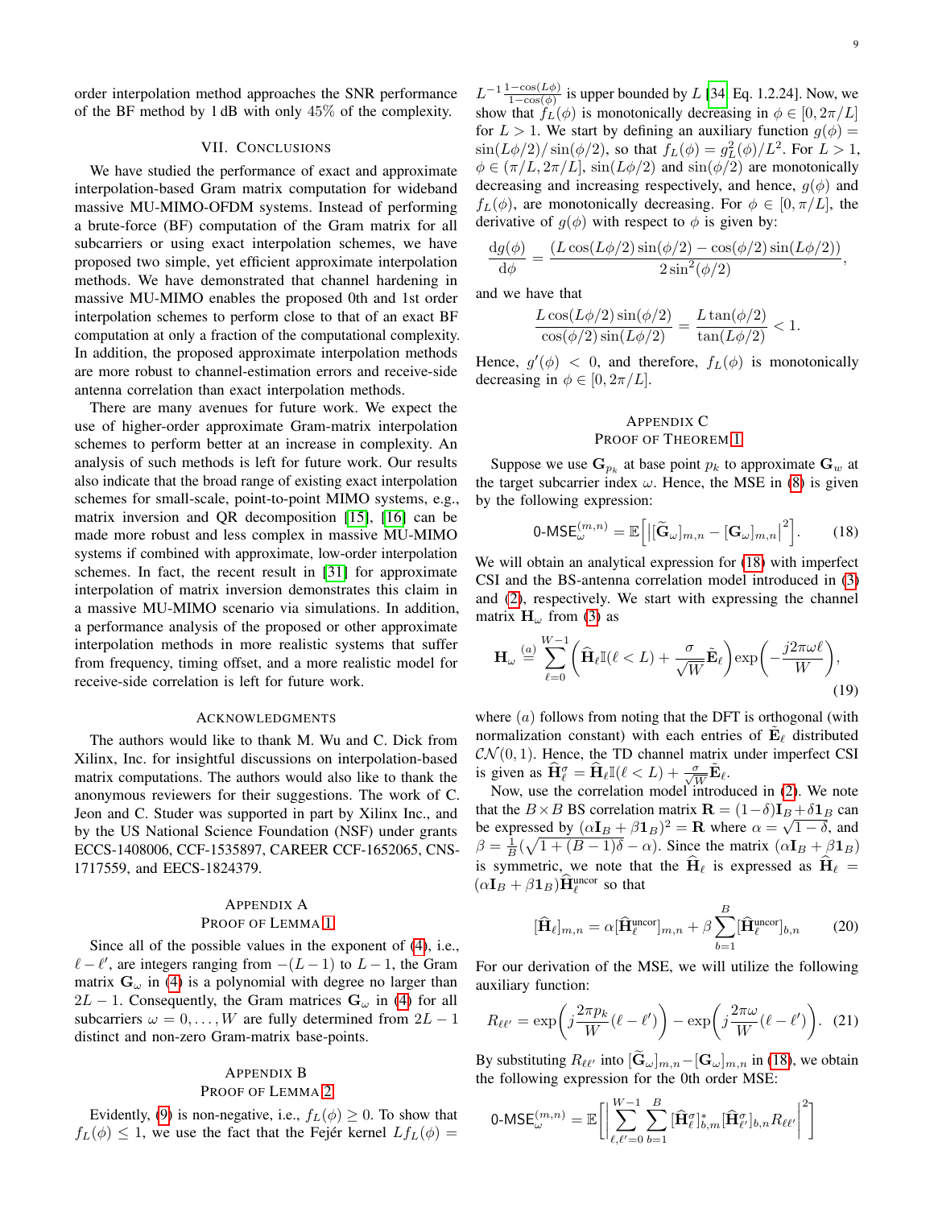order interpolation method approaches the SNR performance of the BF method by 1 dB with only 45% of the complexity.

## VII. Conclusions

We have studied the performance of exact and approximate interpolation-based Gram matrix computation for wideband massive MU-MIMO-OFDM systems. Instead of performing a brute-force (BF) computation of the Gram matrix for all subcarriers or using exact interpolation schemes, we have proposed two simple, yet efficient approximate interpolation methods. We have demonstrated that channel hardening in massive MU-MIMO enables the proposed 0th and 1st order interpolation schemes to perform close to that of an exact BF computation at only a fraction of the computational complexity. In addition, the proposed approximate interpolation methods are more robust to channel-estimation errors and receive-side antenna correlation than exact interpolation methods.

There are many avenues for future work. We expect the use of higher-order approximate Gram-matrix interpolation schemes to perform better at an increase in complexity. An analysis of such methods is left for future work. Our results also indicate that the broad range of existing exact interpolation schemes for small-scale, point-to-point MIMO systems, e.g., matrix inversion and QR decomposition [15], [16] can be made more robust and less complex in massive MU-MIMO systems if combined with approximate, low-order interpolation schemes. In fact, the recent result in [31] for approximate interpolation of matrix inversion demonstrates this claim in a massive MU-MIMO scenario via simulations. In addition, a performance analysis of the proposed or other approximate interpolation methods in more realistic systems that suffer from frequency, timing offset, and a more realistic model for receive-side correlation is left for future work.

## Acknowledgments

The authors would like to thank M. Wu and C. Dick from Xilinx, Inc. for insightful discussions on interpolation-based matrix computations. The authors would also like to thank the anonymous reviewers for their suggestions. The work of C. Jeon and C. Studer was supported in part by Xilinx Inc., and by the US National Science Foundation (NSF) under grants ECCS-1408006, CCF-1535897, CAREER CCF-1652065, CNS-1717559, and EECS-1824379.

## Appendix A
## Proof of Lemma 1

Since all of the possible values in the exponent of (4), i.e., $\ell-\ell'$, are integers ranging from $-(L-1)$ to $L-1$, the Gram matrix $\mathbf{G}_\omega$ in (4) is a polynomial with degree no larger than $2L-1$. Consequently, the Gram matrices $\mathbf{G}_\omega$ in (4) for all subcarriers $\omega=0,\ldots,W$ are fully determined from $2L-1$ distinct and non-zero Gram-matrix base-points.

## Appendix B
## Proof of Lemma 2

Evidently, (9) is non-negative, i.e., $f_L(\phi)\geq 0$. To show that $f_L(\phi)\leq 1$, we use the fact that the Fejér kernel $Lf_L(\phi)=L^{-1}\frac{1-\cos(L\phi)}{1-\cos(\phi)}$ is upper bounded by $L$ [34, Eq. 1.2.24]. Now, we show that $f_L(\phi)$ is monotonically decreasing in $\phi\in[0,2\pi/L]$ for $L>1$. We start by defining an auxiliary function $g(\phi)=\sin(L\phi/2)/\sin(\phi/2)$, so that $f_L(\phi)=g_L^2(\phi)/L^2$. For $L>1$, $\phi\in(\pi/L,2\pi/L]$, $\sin(L\phi/2)$ and $\sin(\phi/2)$ are monotonically decreasing and increasing respectively, and hence, $g(\phi)$ and $f_L(\phi)$, are monotonically decreasing. For $\phi\in[0,\pi/L]$, the derivative of $g(\phi)$ with respect to $\phi$ is given by:

$$\frac{\mathrm{d}g(\phi)}{\mathrm{d}\phi}=\frac{(L\cos(L\phi/2)\sin(\phi/2)-\cos(\phi/2)\sin(L\phi/2))}{2\sin^2(\phi/2)},$$

and we have that

$$\frac{L\cos(L\phi/2)\sin(\phi/2)}{\cos(\phi/2)\sin(L\phi/2)}=\frac{L\tan(\phi/2)}{\tan(L\phi/2)}<1.$$

Hence, $g'(\phi)<0$, and therefore, $f_L(\phi)$ is monotonically decreasing in $\phi\in[0,2\pi/L]$.

## Appendix C
## Proof of Theorem 1

Suppose we use $\mathbf{G}_{p_k}$ at base point $p_k$ to approximate $\mathbf{G}_w$ at the target subcarrier index $\omega$. Hence, the MSE in (8) is given by the following expression:

$$\textsf{0-MSE}_\omega^{(m,n)}=\mathbb{E}\Big[\big|[\widetilde{\mathbf{G}}_\omega]_{m,n}-[\mathbf{G}_\omega]_{m,n}\big|^2\Big].\tag{18}$$

We will obtain an analytical expression for (18) with imperfect CSI and the BS-antenna correlation model introduced in (3) and (2), respectively. We start with expressing the channel matrix $\mathbf{H}_\omega$ from (3) as

$$\mathbf{H}_\omega\overset{(a)}{=}\sum_{\ell=0}^{W-1}\bigg(\widehat{\mathbf{H}}_\ell\mathbb{I}(\ell<L)+\frac{\sigma}{\sqrt{W}}\tilde{\mathbf{E}}_\ell\bigg)\exp\bigg(-\frac{j2\pi\omega\ell}{W}\bigg),\tag{19}$$

where $(a)$ follows from noting that the DFT is orthogonal (with normalization constant) with each entries of $\tilde{\mathbf{E}}_\ell$ distributed $\mathcal{CN}(0,1)$. Hence, the TD channel matrix under imperfect CSI is given as $\widehat{\mathbf{H}}_\ell^\sigma=\widehat{\mathbf{H}}_\ell\mathbb{I}(\ell<L)+\frac{\sigma}{\sqrt{W}}\tilde{\mathbf{E}}_\ell$.

Now, use the correlation model introduced in (2). We note that the $B\times B$ BS correlation matrix $\mathbf{R}=(1-\delta)\mathbf{I}_B+\delta\mathbf{1}_B$ can be expressed by $(\alpha\mathbf{I}_B+\beta\mathbf{1}_B)^2=\mathbf{R}$ where $\alpha=\sqrt{1-\delta}$, and $\beta=\frac{1}{B}(\sqrt{1+(B-1)\delta}-\alpha)$. Since the matrix $(\alpha\mathbf{I}_B+\beta\mathbf{1}_B)$ is symmetric, we note that the $\widehat{\mathbf{H}}_\ell$ is expressed as $\widehat{\mathbf{H}}_\ell=(\alpha\mathbf{I}_B+\beta\mathbf{1}_B)\widehat{\mathbf{H}}_\ell^{\text{uncor}}$ so that

$$[\widehat{\mathbf{H}}_\ell]_{m,n}=\alpha[\widehat{\mathbf{H}}_\ell^{\text{uncor}}]_{m,n}+\beta\sum_{b=1}^{B}[\widehat{\mathbf{H}}_\ell^{\text{uncor}}]_{b,n}\tag{20}$$

For our derivation of the MSE, we will utilize the following auxiliary function:

$$R_{\ell\ell'}=\exp\bigg(j\frac{2\pi p_k}{W}(\ell-\ell')\bigg)-\exp\bigg(j\frac{2\pi\omega}{W}(\ell-\ell')\bigg).\tag{21}$$

By substituting $R_{\ell\ell'}$ into $[\widetilde{\mathbf{G}}_\omega]_{m,n}-[\mathbf{G}_\omega]_{m,n}$ in (18), we obtain the following expression for the 0th order MSE:

$$\textsf{0-MSE}_\omega^{(m,n)}=\mathbb{E}\bigg[\bigg|\sum_{\ell,\ell'=0}^{W-1}\sum_{b=1}^{B}[\widehat{\mathbf{H}}_\ell^\sigma]_{b,m}^*[\widehat{\mathbf{H}}_{\ell'}^\sigma]_{b,n}R_{\ell\ell'}\bigg|^2\bigg]$$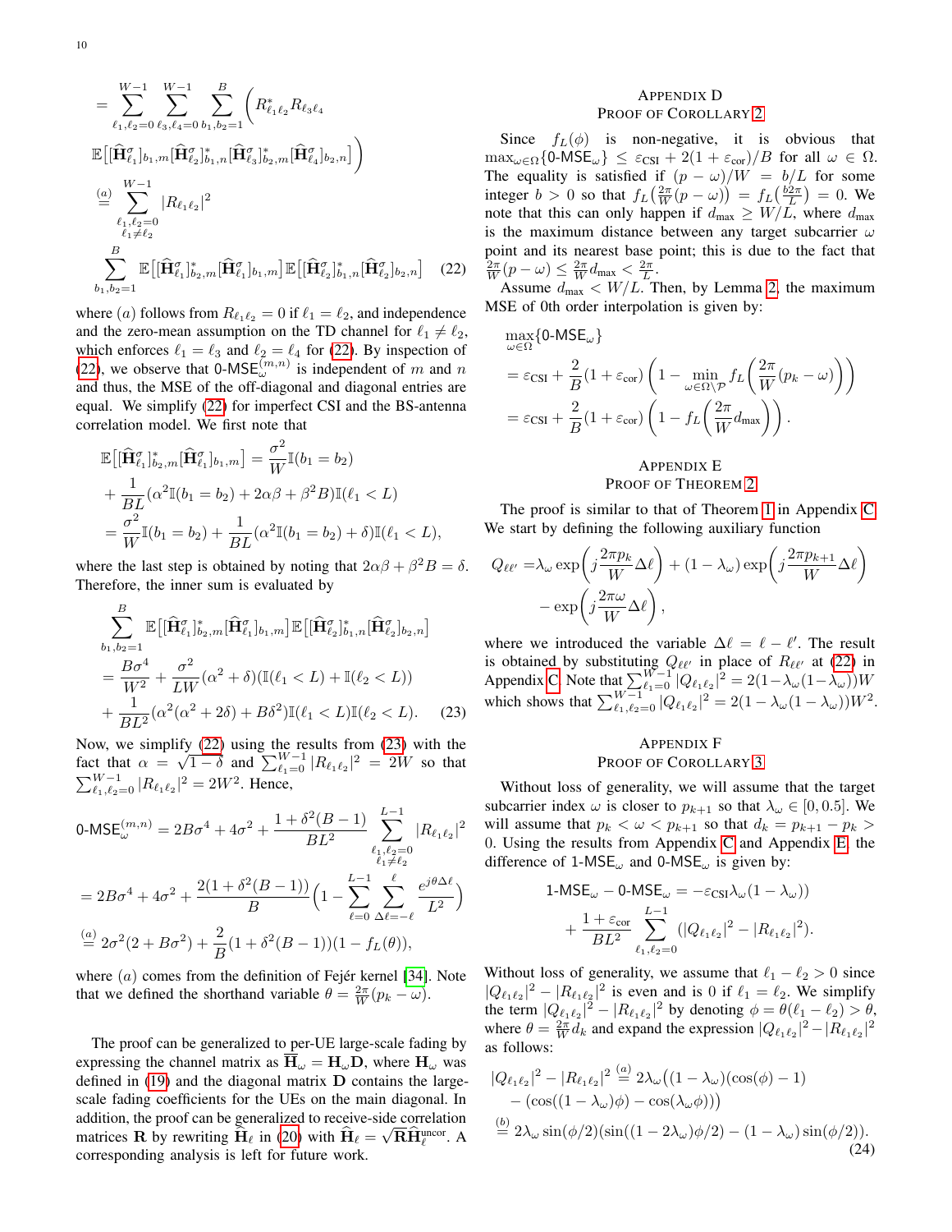$$
= \sum_{\ell_1,\ell_2=0}^{W-1} \sum_{\ell_3,\ell_4=0}^{W-1} \sum_{b_1,b_2=1}^{B} \Big( R^*_{\ell_1\ell_2} R_{\ell_3\ell_4}
$$

$$
\mathbb{E}\big[[\widehat{\mathbf{H}}^\sigma_{\ell_1}]_{b_1,m}[\widehat{\mathbf{H}}^\sigma_{\ell_2}]^*_{b_1,n}[\widehat{\mathbf{H}}^\sigma_{\ell_3}]^*_{b_2,m}[\widehat{\mathbf{H}}^\sigma_{\ell_4}]_{b_2,n}\big] \Big)
$$

$$
\stackrel{(a)}{=} \sum_{\substack{\ell_1,\ell_2=0\\ \ell_1\neq\ell_2}}^{W-1} |R_{\ell_1\ell_2}|^2
$$

$$
\sum_{b_1,b_2=1}^{B} \mathbb{E}\big[[\widehat{\mathbf{H}}^\sigma_{\ell_1}]^*_{b_2,m}[\widehat{\mathbf{H}}^\sigma_{\ell_1}]_{b_1,m}\big]\mathbb{E}\big[[\widehat{\mathbf{H}}^\sigma_{\ell_2}]^*_{b_1,n}[\widehat{\mathbf{H}}^\sigma_{\ell_2}]_{b_2,n}\big] \quad (22)
$$

where $(a)$ follows from $R_{\ell_1\ell_2}=0$ if $\ell_1=\ell_2$, and independence and the zero-mean assumption on the TD channel for $\ell_1\neq\ell_2$, which enforces $\ell_1=\ell_3$ and $\ell_2=\ell_4$ for (22). By inspection of (22), we observe that $\text{0-MSE}^{(m,n)}_\omega$ is independent of $m$ and $n$ and thus, the MSE of the off-diagonal and diagonal entries are equal. We simplify (22) for imperfect CSI and the BS-antenna correlation model. We first note that

$$
\begin{aligned}
&\mathbb{E}\big[[\widehat{\mathbf{H}}^\sigma_{\ell_1}]^*_{b_2,m}[\widehat{\mathbf{H}}^\sigma_{\ell_1}]_{b_1,m}\big] = \frac{\sigma^2}{W}\mathbb{I}(b_1=b_2)\\
&+\frac{1}{BL}(\alpha^2\mathbb{I}(b_1=b_2)+2\alpha\beta+\beta^2 B)\mathbb{I}(\ell_1<L)\\
&=\frac{\sigma^2}{W}\mathbb{I}(b_1=b_2)+\frac{1}{BL}(\alpha^2\mathbb{I}(b_1=b_2)+\delta)\mathbb{I}(\ell_1<L),
\end{aligned}
$$

where the last step is obtained by noting that $2\alpha\beta+\beta^2B=\delta$. Therefore, the inner sum is evaluated by

$$
\begin{aligned}
&\sum_{b_1,b_2=1}^{B}\mathbb{E}\big[[\widehat{\mathbf{H}}^\sigma_{\ell_1}]^*_{b_2,m}[\widehat{\mathbf{H}}^\sigma_{\ell_1}]_{b_1,m}\big]\mathbb{E}\big[[\widehat{\mathbf{H}}^\sigma_{\ell_2}]^*_{b_1,n}[\widehat{\mathbf{H}}^\sigma_{\ell_2}]_{b_2,n}\big]\\
&=\frac{B\sigma^4}{W^2}+\frac{\sigma^2}{LW}(\alpha^2+\delta)(\mathbb{I}(\ell_1<L)+\mathbb{I}(\ell_2<L))\\
&+\frac{1}{BL^2}(\alpha^2(\alpha^2+2\delta)+B\delta^2)\mathbb{I}(\ell_1<L)\mathbb{I}(\ell_2<L). \quad (23)
\end{aligned}
$$

Now, we simplify (22) using the results from (23) with the fact that $\alpha=\sqrt{1-\delta}$ and $\sum_{\ell_1=0}^{W-1}|R_{\ell_1\ell_2}|^2=2W$ so that $\sum_{\ell_1,\ell_2=0}^{W-1}|R_{\ell_1\ell_2}|^2=2W^2$. Hence,

$$
\begin{aligned}
\text{0-MSE}^{(m,n)}_\omega &= 2B\sigma^4+4\sigma^2+\frac{1+\delta^2(B-1)}{BL^2}\sum_{\substack{\ell_1,\ell_2=0\\ \ell_1\neq\ell_2}}^{L-1}|R_{\ell_1\ell_2}|^2\\
&=2B\sigma^4+4\sigma^2+\frac{2(1+\delta^2(B-1))}{B}\Big(1-\sum_{\ell=0}^{L-1}\sum_{\Delta\ell=-\ell}^{\ell}\frac{e^{j\theta\Delta\ell}}{L^2}\Big)\\
&\stackrel{(a)}{=}2\sigma^2(2+B\sigma^2)+\frac{2}{B}(1+\delta^2(B-1))(1-f_L(\theta)),
\end{aligned}
$$

where $(a)$ comes from the definition of Fejér kernel [34]. Note that we defined the shorthand variable $\theta=\frac{2\pi}{W}(p_k-\omega)$.

The proof can be generalized to per-UE large-scale fading by expressing the channel matrix as $\overline{\mathbf{H}}_\omega=\mathbf{H}_\omega\mathbf{D}$, where $\mathbf{H}_\omega$ was defined in (19) and the diagonal matrix $\mathbf{D}$ contains the large-scale fading coefficients for the UEs on the main diagonal. In addition, the proof can be generalized to receive-side correlation matrices $\mathbf{R}$ by rewriting $\widehat{\mathbf{H}}_\ell$ in (20) with $\widehat{\mathbf{H}}_\ell=\sqrt{\mathbf{R}}\widehat{\mathbf{H}}^{\text{uncor}}_\ell$. A corresponding analysis is left for future work.

## Appendix D
## Proof of Corollary 2

Since $f_L(\phi)$ is non-negative, it is obvious that $\max_{\omega\in\Omega}\{\text{0-MSE}_\omega\}\leq\varepsilon_{\text{CSI}}+2(1+\varepsilon_{\text{cor}})/B$ for all $\omega\in\Omega$. The equality is satisfied if $(p-\omega)/W=b/L$ for some integer $b>0$ so that $f_L\big(\frac{2\pi}{W}(p-\omega)\big)=f_L\big(\frac{b2\pi}{L}\big)=0$. We note that this can only happen if $d_{\max}\geq W/L$, where $d_{\max}$ is the maximum distance between any target subcarrier $\omega$ point and its nearest base point; this is due to the fact that $\frac{2\pi}{W}(p-\omega)\leq\frac{2\pi}{W}d_{\max}<\frac{2\pi}{L}$.

Assume $d_{\max}<W/L$. Then, by Lemma 2, the maximum MSE of 0th order interpolation is given by:

$$
\begin{aligned}
&\max_{\omega\in\Omega}\{\text{0-MSE}_\omega\}\\
&=\varepsilon_{\text{CSI}}+\frac{2}{B}(1+\varepsilon_{\text{cor}})\left(1-\min_{\omega\in\Omega\setminus\mathcal{P}}f_L\left(\frac{2\pi}{W}(p_k-\omega)\right)\right)\\
&=\varepsilon_{\text{CSI}}+\frac{2}{B}(1+\varepsilon_{\text{cor}})\left(1-f_L\left(\frac{2\pi}{W}d_{\max}\right)\right).
\end{aligned}
$$

## Appendix E
## Proof of Theorem 2

The proof is similar to that of Theorem 1 in Appendix C. We start by defining the following auxiliary function

$$
\begin{aligned}
Q_{\ell\ell'}=&\lambda_\omega\exp\left(j\frac{2\pi p_k}{W}\Delta\ell\right)+(1-\lambda_\omega)\exp\left(j\frac{2\pi p_{k+1}}{W}\Delta\ell\right)\\
&-\exp\left(j\frac{2\pi\omega}{W}\Delta\ell\right),
\end{aligned}
$$

where we introduced the variable $\Delta\ell=\ell-\ell'$. The result is obtained by substituting $Q_{\ell\ell'}$ in place of $R_{\ell\ell'}$ at (22) in Appendix C. Note that $\sum_{\ell_1=0}^{W-1}|Q_{\ell_1\ell_2}|^2=2(1-\lambda_\omega(1-\lambda_\omega))W$ which shows that $\sum_{\ell_1,\ell_2=0}^{W-1}|Q_{\ell_1\ell_2}|^2=2(1-\lambda_\omega(1-\lambda_\omega))W^2$.

## Appendix F
## Proof of Corollary 3

Without loss of generality, we will assume that the target subcarrier index $\omega$ is closer to $p_{k+1}$ so that $\lambda_\omega\in[0,0.5]$. We will assume that $p_k<\omega<p_{k+1}$ so that $d_k=p_{k+1}-p_k>0$. Using the results from Appendix C and Appendix E, the difference of $\text{1-MSE}_\omega$ and $\text{0-MSE}_\omega$ is given by:

$$
\begin{aligned}
\text{1-MSE}_\omega-\text{0-MSE}_\omega=&-\varepsilon_{\text{CSI}}\lambda_\omega(1-\lambda_\omega))\\
&+\frac{1+\varepsilon_{\text{cor}}}{BL^2}\sum_{\ell_1,\ell_2=0}^{L-1}(|Q_{\ell_1\ell_2}|^2-|R_{\ell_1\ell_2}|^2).
\end{aligned}
$$

Without loss of generality, we assume that $\ell_1-\ell_2>0$ since $|Q_{\ell_1\ell_2}|^2-|R_{\ell_1\ell_2}|^2$ is even and is 0 if $\ell_1=\ell_2$. We simplify the term $|Q_{\ell_1\ell_2}|^2-|R_{\ell_1\ell_2}|^2$ by denoting $\phi=\theta(\ell_1-\ell_2)>\theta$, where $\theta=\frac{2\pi}{W}d_k$ and expand the expression $|Q_{\ell_1\ell_2}|^2-|R_{\ell_1\ell_2}|^2$ as follows:

$$
\begin{aligned}
|Q_{\ell_1\ell_2}|^2-|R_{\ell_1\ell_2}|^2 &\stackrel{(a)}{=}2\lambda_\omega\big((1-\lambda_\omega)(\cos(\phi)-1)\\
&-(\cos((1-\lambda_\omega)\phi)-\cos(\lambda_\omega\phi))\big)\\
&\stackrel{(b)}{=}2\lambda_\omega\sin(\phi/2)(\sin((1-2\lambda_\omega)\phi/2)-(1-\lambda_\omega)\sin(\phi/2)).
\end{aligned} \quad (24)
$$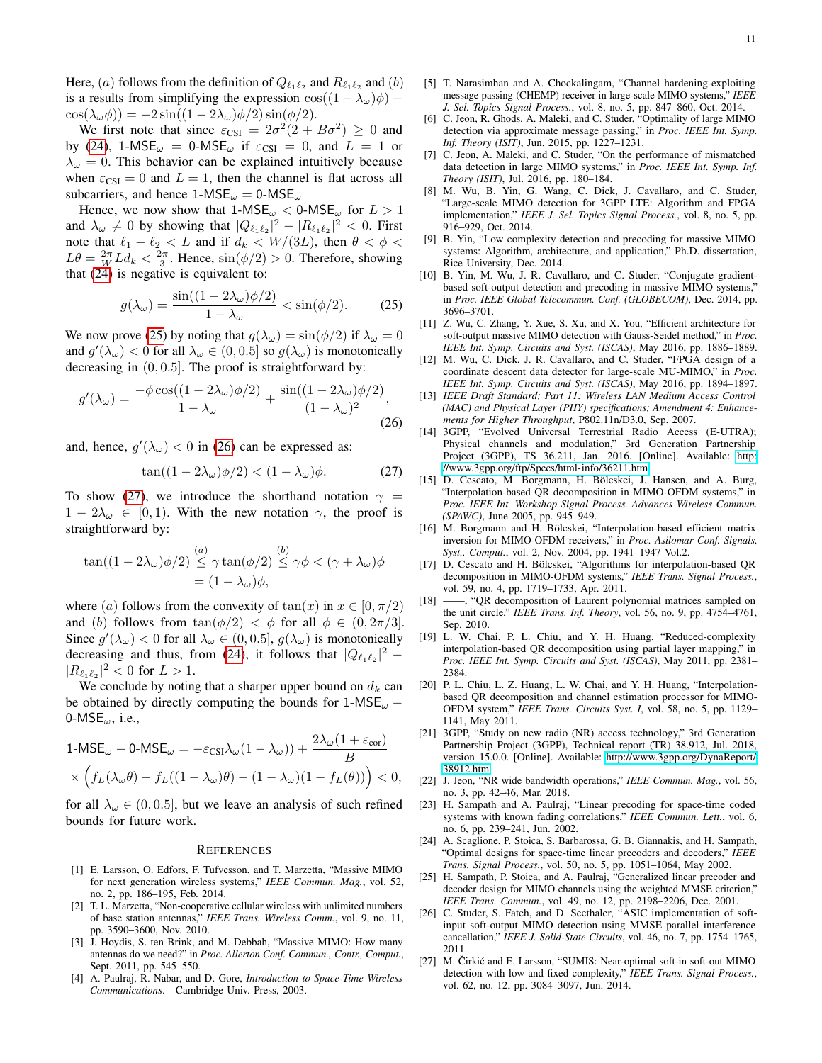Here, $(a)$ follows from the definition of $Q_{\ell_1\ell_2}$ and $R_{\ell_1\ell_2}$ and $(b)$ is a results from simplifying the expression $\cos((1-\lambda_\omega)\phi) - \cos(\lambda_\omega\phi)) = -2\sin((1-2\lambda_\omega)\phi/2)\sin(\phi/2)$.

We first note that since $\varepsilon_{\text{CSI}} = 2\sigma^2(2 + B\sigma^2) \geq 0$ and by (24), $\text{1-MSE}_\omega = \text{0-MSE}_\omega$ if $\varepsilon_{\text{CSI}} = 0$, and $L = 1$ or $\lambda_\omega = 0$. This behavior can be explained intuitively because when $\varepsilon_{\text{CSI}} = 0$ and $L = 1$, then the channel is flat across all subcarriers, and hence $\text{1-MSE}_\omega = \text{0-MSE}_\omega$

Hence, we now show that $\text{1-MSE}_\omega < \text{0-MSE}_\omega$ for $L > 1$ and $\lambda_\omega \neq 0$ by showing that $|Q_{\ell_1\ell_2}|^2 - |R_{\ell_1\ell_2}|^2 < 0$. First note that $\ell_1 - \ell_2 < L$ and if $d_k < W/(3L)$, then $\theta < \phi < L\theta = \frac{2\pi}{W}Ld_k < \frac{2\pi}{3}$. Hence, $\sin(\phi/2) > 0$. Therefore, showing that (24) is negative is equivalent to:

$$g(\lambda_\omega) = \frac{\sin((1-2\lambda_\omega)\phi/2)}{1-\lambda_\omega} < \sin(\phi/2). \tag{25}$$

We now prove (25) by noting that $g(\lambda_\omega) = \sin(\phi/2)$ if $\lambda_\omega = 0$ and $g'(\lambda_\omega) < 0$ for all $\lambda_\omega \in (0, 0.5]$ so $g(\lambda_\omega)$ is monotonically decreasing in $(0, 0.5]$. The proof is straightforward by:

$$g'(\lambda_\omega) = \frac{-\phi\cos((1-2\lambda_\omega)\phi/2)}{1-\lambda_\omega} + \frac{\sin((1-2\lambda_\omega)\phi/2)}{(1-\lambda_\omega)^2}, \tag{26}$$

and, hence, $g'(\lambda_\omega) < 0$ in (26) can be expressed as:

$$\tan((1-2\lambda_\omega)\phi/2) < (1-\lambda_\omega)\phi. \tag{27}$$

To show (27), we introduce the shorthand notation $\gamma = 1 - 2\lambda_\omega \in [0, 1)$. With the new notation $\gamma$, the proof is straightforward by:

$$\begin{aligned}\tan((1-2\lambda_\omega)\phi/2) &\overset{(a)}{\leq} \gamma\tan(\phi/2) \overset{(b)}{\leq} \gamma\phi < (\gamma + \lambda_\omega)\phi \\ &= (1-\lambda_\omega)\phi,\end{aligned}$$

where $(a)$ follows from the convexity of $\tan(x)$ in $x \in [0, \pi/2)$ and $(b)$ follows from $\tan(\phi/2) < \phi$ for all $\phi \in (0, 2\pi/3]$. Since $g'(\lambda_\omega) < 0$ for all $\lambda_\omega \in (0, 0.5]$, $g(\lambda_\omega)$ is monotonically decreasing and thus, from (24), it follows that $|Q_{\ell_1\ell_2}|^2 - |R_{\ell_1\ell_2}|^2 < 0$ for $L > 1$.

We conclude by noting that a sharper upper bound on $d_k$ can be obtained by directly computing the bounds for $\text{1-MSE}_\omega - \text{0-MSE}_\omega$, i.e.,

$$\begin{aligned}\text{1-MSE}_\omega - \text{0-MSE}_\omega &= -\varepsilon_{\text{CSI}}\lambda_\omega(1-\lambda_\omega)) + \frac{2\lambda_\omega(1+\varepsilon_{\text{cor}})}{B} \\ &\times \Big(f_L(\lambda_\omega\theta) - f_L((1-\lambda_\omega)\theta) - (1-\lambda_\omega)(1-f_L(\theta))\Big) < 0,\end{aligned}$$

for all $\lambda_\omega \in (0, 0.5]$, but we leave an analysis of such refined bounds for future work.

## References

[1] E. Larsson, O. Edfors, F. Tufvesson, and T. Marzetta, "Massive MIMO for next generation wireless systems," *IEEE Commun. Mag.*, vol. 52, no. 2, pp. 186–195, Feb. 2014.

[2] T. L. Marzetta, "Non-cooperative cellular wireless with unlimited numbers of base station antennas," *IEEE Trans. Wireless Comm.*, vol. 9, no. 11, pp. 3590–3600, Nov. 2010.

[3] J. Hoydis, S. ten Brink, and M. Debbah, "Massive MIMO: How many antennas do we need?" in *Proc. Allerton Conf. Commun., Contr., Comput.*, Sept. 2011, pp. 545–550.

[4] A. Paulraj, R. Nabar, and D. Gore, *Introduction to Space-Time Wireless Communications*. Cambridge Univ. Press, 2003.

[5] T. Narasimhan and A. Chockalingam, "Channel hardening-exploiting message passing (CHEMP) receiver in large-scale MIMO systems," *IEEE J. Sel. Topics Signal Process.*, vol. 8, no. 5, pp. 847–860, Oct. 2014.

[6] C. Jeon, R. Ghods, A. Maleki, and C. Studer, "Optimality of large MIMO detection via approximate message passing," in *Proc. IEEE Int. Symp. Inf. Theory (ISIT)*, Jun. 2015, pp. 1227–1231.

[7] C. Jeon, A. Maleki, and C. Studer, "On the performance of mismatched data detection in large MIMO systems," in *Proc. IEEE Int. Symp. Inf. Theory (ISIT)*, Jul. 2016, pp. 180–184.

[8] M. Wu, B. Yin, G. Wang, C. Dick, J. Cavallaro, and C. Studer, "Large-scale MIMO detection for 3GPP LTE: Algorithm and FPGA implementation," *IEEE J. Sel. Topics Signal Process.*, vol. 8, no. 5, pp. 916–929, Oct. 2014.

[9] B. Yin, "Low complexity detection and precoding for massive MIMO systems: Algorithm, architecture, and application," Ph.D. dissertation, Rice University, Dec. 2014.

[10] B. Yin, M. Wu, J. R. Cavallaro, and C. Studer, "Conjugate gradient-based soft-output detection and precoding in massive MIMO systems," in *Proc. IEEE Global Telecommun. Conf. (GLOBECOM)*, Dec. 2014, pp. 3696–3701.

[11] Z. Wu, C. Zhang, Y. Xue, S. Xu, and X. You, "Efficient architecture for soft-output massive MIMO detection with Gauss-Seidel method," in *Proc. IEEE Int. Symp. Circuits and Syst. (ISCAS)*, May 2016, pp. 1886–1889.

[12] M. Wu, C. Dick, J. R. Cavallaro, and C. Studer, "FPGA design of a coordinate descent data detector for large-scale MU-MIMO," in *Proc. IEEE Int. Symp. Circuits and Syst. (ISCAS)*, May 2016, pp. 1894–1897.

[13] *IEEE Draft Standard; Part 11: Wireless LAN Medium Access Control (MAC) and Physical Layer (PHY) specifications; Amendment 4: Enhancements for Higher Throughput*, P802.11n/D3.0, Sep. 2007.

[14] 3GPP, "Evolved Universal Terrestrial Radio Access (E-UTRA); Physical channels and modulation," 3rd Generation Partnership Project (3GPP), TS 36.211, Jan. 2016. [Online]. Available: http://www.3gpp.org/ftp/Specs/html-info/36211.htm

[15] D. Cescato, M. Borgmann, H. Bölcskei, J. Hansen, and A. Burg, "Interpolation-based QR decomposition in MIMO-OFDM systems," in *Proc. IEEE Int. Workshop Signal Process. Advances Wireless Commun. (SPAWC)*, June 2005, pp. 945–949.

[16] M. Borgmann and H. Bölcskei, "Interpolation-based efficient matrix inversion for MIMO-OFDM receivers," in *Proc. Asilomar Conf. Signals, Syst., Comput.*, vol. 2, Nov. 2004, pp. 1941–1947 Vol.2.

[17] D. Cescato and H. Bölcskei, "Algorithms for interpolation-based QR decomposition in MIMO-OFDM systems," *IEEE Trans. Signal Process.*, vol. 59, no. 4, pp. 1719–1733, Apr. 2011.

[18] ——, "QR decomposition of Laurent polynomial matrices sampled on the unit circle," *IEEE Trans. Inf. Theory*, vol. 56, no. 9, pp. 4754–4761, Sep. 2010.

[19] L. W. Chai, P. L. Chiu, and Y. H. Huang, "Reduced-complexity interpolation-based QR decomposition using partial layer mapping," in *Proc. IEEE Int. Symp. Circuits and Syst. (ISCAS)*, May 2011, pp. 2381–2384.

[20] P. L. Chiu, L. Z. Huang, L. W. Chai, and Y. H. Huang, "Interpolation-based QR decomposition and channel estimation processor for MIMO-OFDM system," *IEEE Trans. Circuits Syst. I*, vol. 58, no. 5, pp. 1129–1141, May 2011.

[21] 3GPP, "Study on new radio (NR) access technology," 3rd Generation Partnership Project (3GPP), Technical report (TR) 38.912, Jul. 2018, version 15.0.0. [Online]. Available: http://www.3gpp.org/DynaReport/38912.htm

[22] J. Jeon, "NR wide bandwidth operations," *IEEE Commun. Mag.*, vol. 56, no. 3, pp. 42–46, Mar. 2018.

[23] H. Sampath and A. Paulraj, "Linear precoding for space-time coded systems with known fading correlations," *IEEE Commun. Lett.*, vol. 6, no. 6, pp. 239–241, Jun. 2002.

[24] A. Scaglione, P. Stoica, S. Barbarossa, G. B. Giannakis, and H. Sampath, "Optimal designs for space-time linear precoders and decoders," *IEEE Trans. Signal Process.*, vol. 50, no. 5, pp. 1051–1064, May 2002.

[25] H. Sampath, P. Stoica, and A. Paulraj, "Generalized linear precoder and decoder design for MIMO channels using the weighted MMSE criterion," *IEEE Trans. Commun.*, vol. 49, no. 12, pp. 2198–2206, Dec. 2001.

[26] C. Studer, S. Fateh, and D. Seethaler, "ASIC implementation of soft-input soft-output MIMO detection using MMSE parallel interference cancellation," *IEEE J. Solid-State Circuits*, vol. 46, no. 7, pp. 1754–1765, 2011.

[27] M. Čirkić and E. Larsson, "SUMIS: Near-optimal soft-in soft-out MIMO detection with low and fixed complexity," *IEEE Trans. Signal Process.*, vol. 62, no. 12, pp. 3084–3097, Jun. 2014.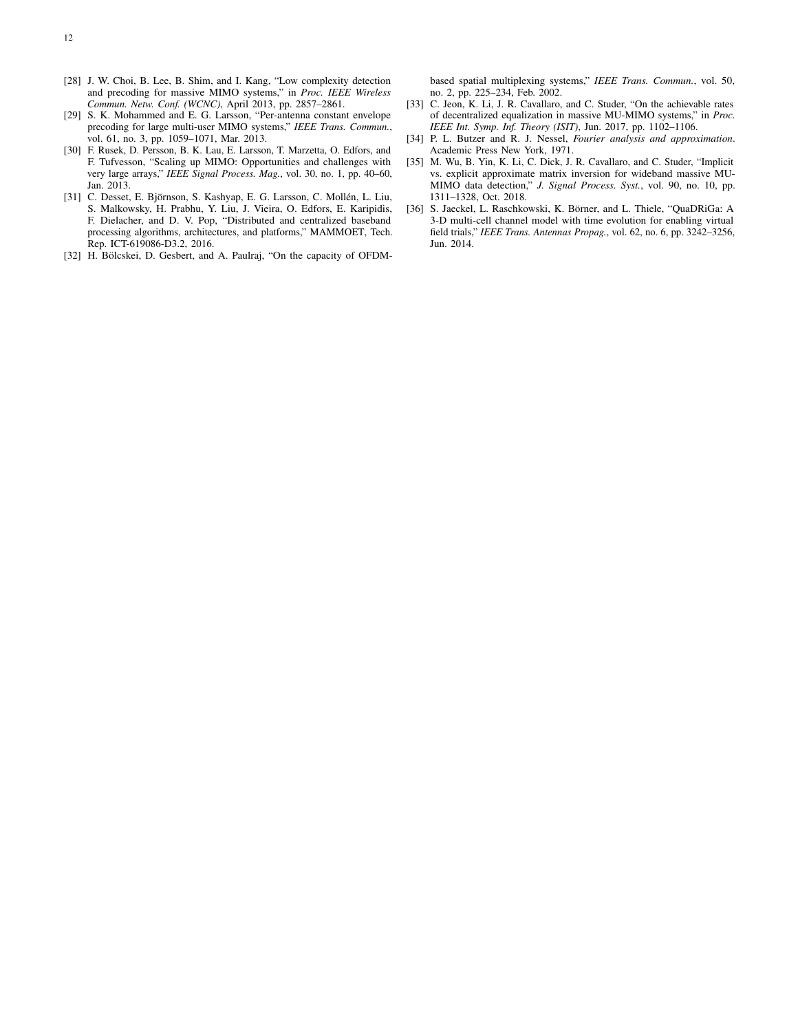[28] J. W. Choi, B. Lee, B. Shim, and I. Kang, "Low complexity detection and precoding for massive MIMO systems," in *Proc. IEEE Wireless Commun. Netw. Conf. (WCNC)*, April 2013, pp. 2857–2861.

[29] S. K. Mohammed and E. G. Larsson, "Per-antenna constant envelope precoding for large multi-user MIMO systems," *IEEE Trans. Commun.*, vol. 61, no. 3, pp. 1059–1071, Mar. 2013.

[30] F. Rusek, D. Persson, B. K. Lau, E. Larsson, T. Marzetta, O. Edfors, and F. Tufvesson, "Scaling up MIMO: Opportunities and challenges with very large arrays," *IEEE Signal Process. Mag.*, vol. 30, no. 1, pp. 40–60, Jan. 2013.

[31] C. Desset, E. Björnson, S. Kashyap, E. G. Larsson, C. Mollén, L. Liu, S. Malkowsky, H. Prabhu, Y. Liu, J. Vieira, O. Edfors, E. Karipidis, F. Dielacher, and D. V. Pop, "Distributed and centralized baseband processing algorithms, architectures, and platforms," MAMMOET, Tech. Rep. ICT-619086-D3.2, 2016.

[32] H. Bölcskei, D. Gesbert, and A. Paulraj, "On the capacity of OFDM-based spatial multiplexing systems," *IEEE Trans. Commun.*, vol. 50, no. 2, pp. 225–234, Feb. 2002.

[33] C. Jeon, K. Li, J. R. Cavallaro, and C. Studer, "On the achievable rates of decentralized equalization in massive MU-MIMO systems," in *Proc. IEEE Int. Symp. Inf. Theory (ISIT)*, Jun. 2017, pp. 1102–1106.

[34] P. L. Butzer and R. J. Nessel, *Fourier analysis and approximation*. Academic Press New York, 1971.

[35] M. Wu, B. Yin, K. Li, C. Dick, J. R. Cavallaro, and C. Studer, "Implicit vs. explicit approximate matrix inversion for wideband massive MU-MIMO data detection," *J. Signal Process. Syst.*, vol. 90, no. 10, pp. 1311–1328, Oct. 2018.

[36] S. Jaeckel, L. Raschkowski, K. Börner, and L. Thiele, "QuaDRiGa: A 3-D multi-cell channel model with time evolution for enabling virtual field trials," *IEEE Trans. Antennas Propag.*, vol. 62, no. 6, pp. 3242–3256, Jun. 2014.